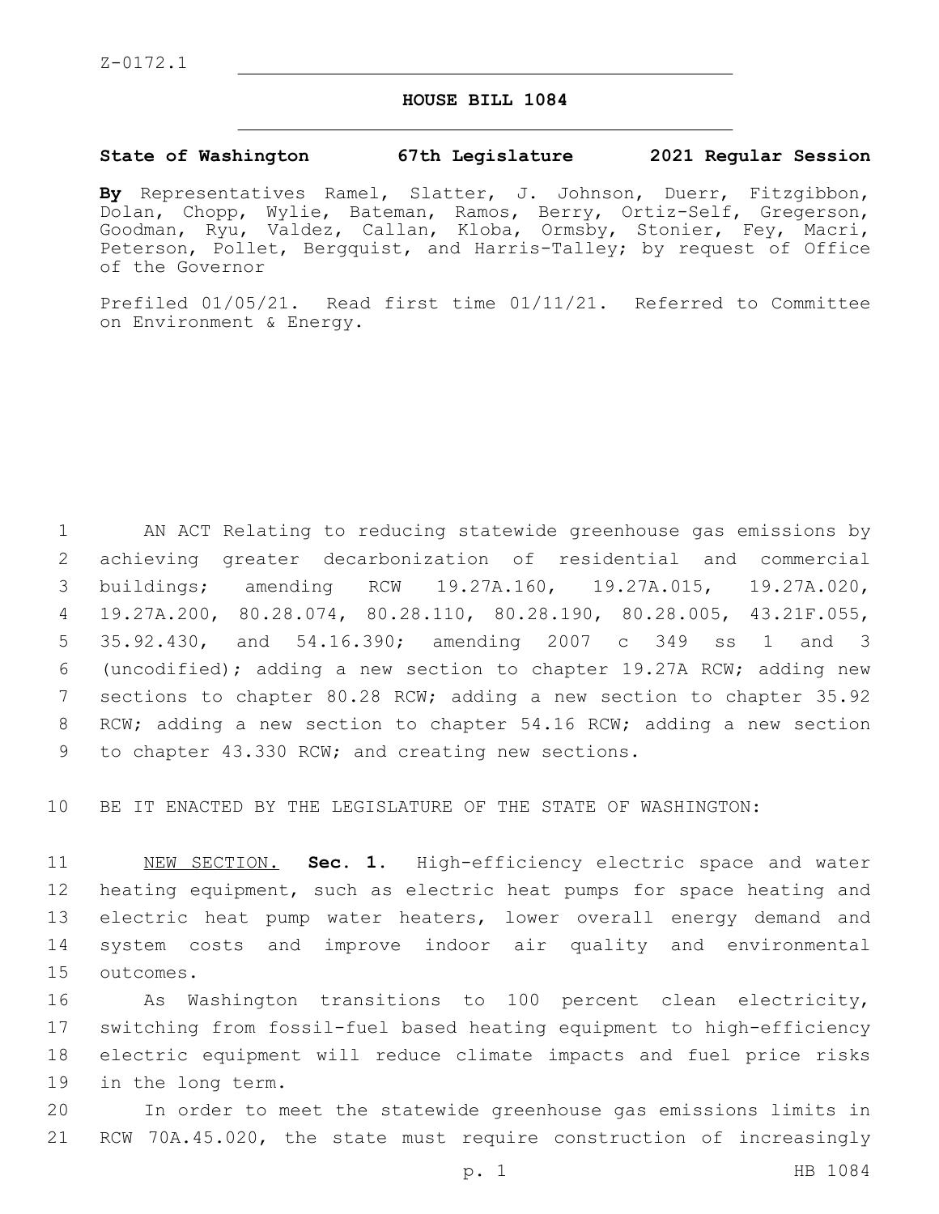Z-0172.1

# HOUSE BILL 1084

**State of Washington 67th Legislature 2021 Regular Session**

**By** Representatives Ramel, Slatter, J. Johnson, Duerr, Fitzgibbon, Dolan, Chopp, Wylie, Bateman, Ramos, Berry, Ortiz-Self, Gregerson, Goodman, Ryu, Valdez, Callan, Kloba, Ormsby, Stonier, Fey, Macri, Peterson, Pollet, Bergquist, and Harris-Talley; by request of Office of the Governor

Prefiled 01/05/21. Read first time 01/11/21. Referred to Committee on Environment & Energy.

AN ACT Relating to reducing statewide greenhouse gas emissions by achieving greater decarbonization of residential and commercial buildings; amending RCW 19.27A.160, 19.27A.015, 19.27A.020, 19.27A.200, 80.28.074, 80.28.110, 80.28.190, 80.28.005, 43.21F.055, 35.92.430, and 54.16.390; amending 2007 c 349 ss 1 and 3 (uncodified); adding a new section to chapter 19.27A RCW; adding new sections to chapter 80.28 RCW; adding a new section to chapter 35.92 RCW; adding a new section to chapter 54.16 RCW; adding a new section to chapter 43.330 RCW; and creating new sections.

BE IT ENACTED BY THE LEGISLATURE OF THE STATE OF WASHINGTON:

NEW SECTION. **Sec. 1.** High-efficiency electric space and water heating equipment, such as electric heat pumps for space heating and electric heat pump water heaters, lower overall energy demand and system costs and improve indoor air quality and environmental outcomes.

As Washington transitions to 100 percent clean electricity, switching from fossil-fuel based heating equipment to high-efficiency electric equipment will reduce climate impacts and fuel price risks in the long term.

In order to meet the statewide greenhouse gas emissions limits in RCW 70A.45.020, the state must require construction of increasingly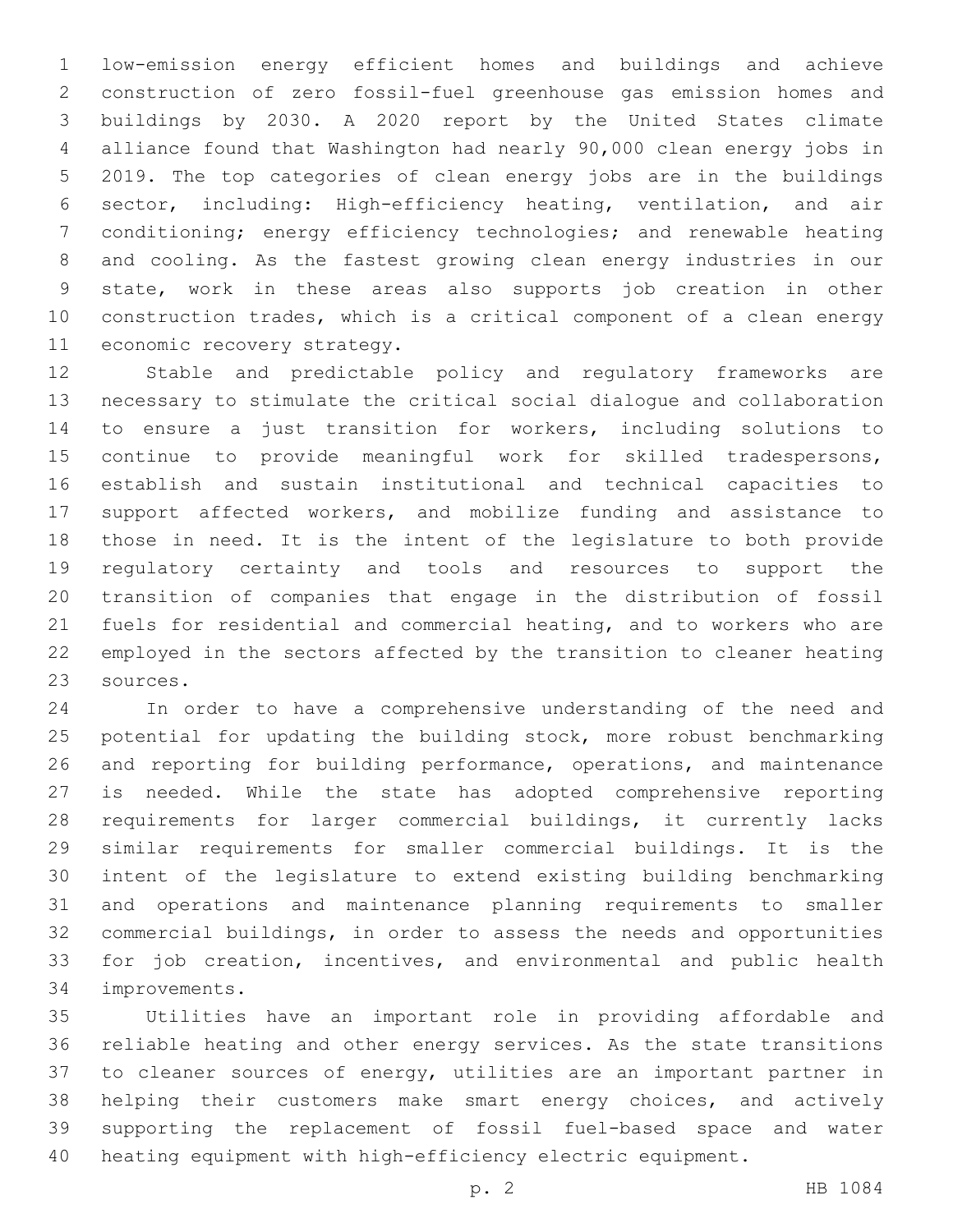low-emission energy efficient homes and buildings and achieve construction of zero fossil-fuel greenhouse gas emission homes and buildings by 2030. A 2020 report by the United States climate alliance found that Washington had nearly 90,000 clean energy jobs in 2019. The top categories of clean energy jobs are in the buildings sector, including: High-efficiency heating, ventilation, and air conditioning; energy efficiency technologies; and renewable heating and cooling. As the fastest growing clean energy industries in our state, work in these areas also supports job creation in other construction trades, which is a critical component of a clean energy economic recovery strategy.

Stable and predictable policy and regulatory frameworks are necessary to stimulate the critical social dialogue and collaboration to ensure a just transition for workers, including solutions to continue to provide meaningful work for skilled tradespersons, establish and sustain institutional and technical capacities to support affected workers, and mobilize funding and assistance to those in need. It is the intent of the legislature to both provide regulatory certainty and tools and resources to support the transition of companies that engage in the distribution of fossil fuels for residential and commercial heating, and to workers who are employed in the sectors affected by the transition to cleaner heating sources.

In order to have a comprehensive understanding of the need and potential for updating the building stock, more robust benchmarking and reporting for building performance, operations, and maintenance is needed. While the state has adopted comprehensive reporting requirements for larger commercial buildings, it currently lacks similar requirements for smaller commercial buildings. It is the intent of the legislature to extend existing building benchmarking and operations and maintenance planning requirements to smaller commercial buildings, in order to assess the needs and opportunities for job creation, incentives, and environmental and public health improvements.

Utilities have an important role in providing affordable and reliable heating and other energy services. As the state transitions to cleaner sources of energy, utilities are an important partner in helping their customers make smart energy choices, and actively supporting the replacement of fossil fuel-based space and water heating equipment with high-efficiency electric equipment.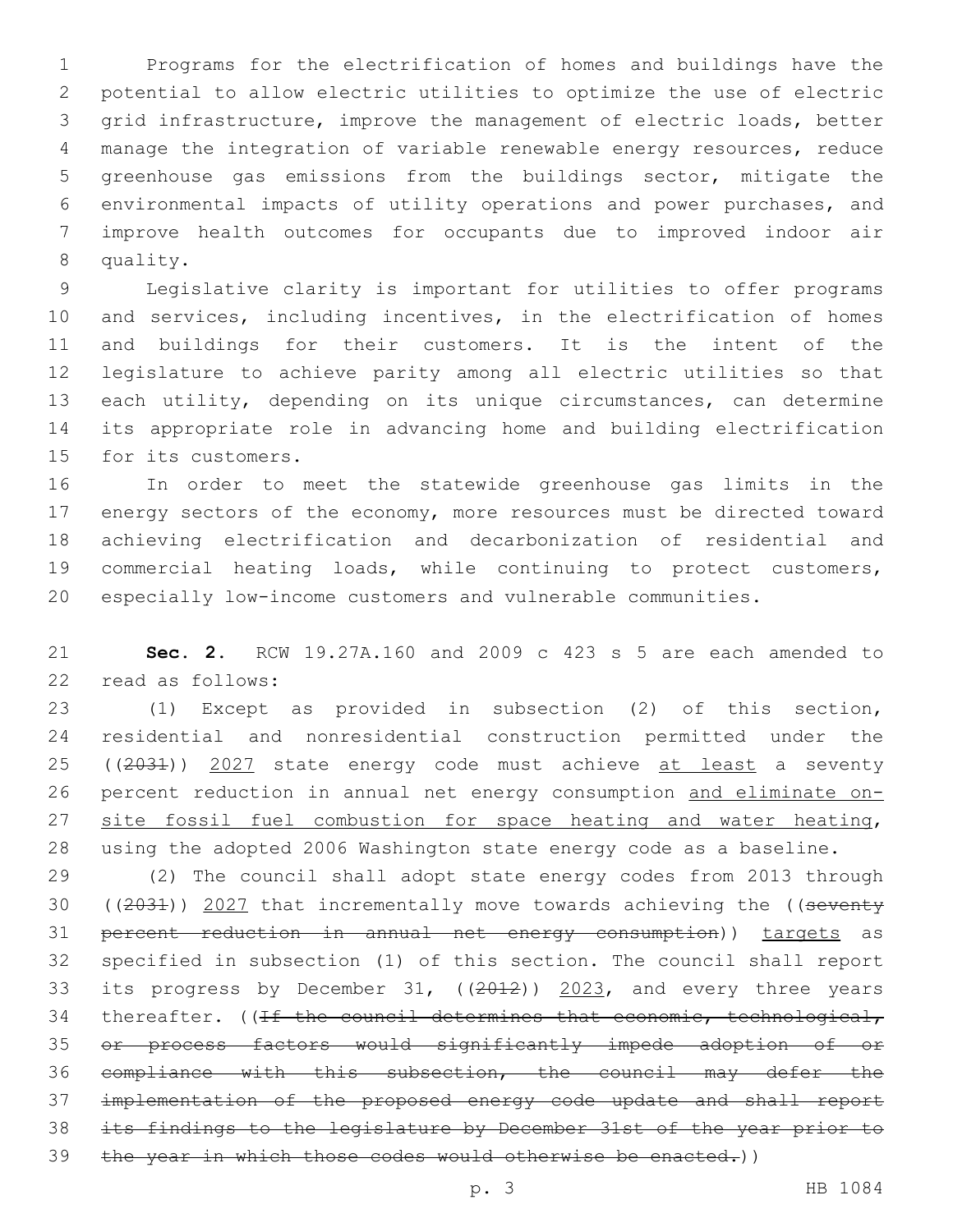Programs for the electrification of homes and buildings have the potential to allow electric utilities to optimize the use of electric grid infrastructure, improve the management of electric loads, better manage the integration of variable renewable energy resources, reduce greenhouse gas emissions from the buildings sector, mitigate the environmental impacts of utility operations and power purchases, and improve health outcomes for occupants due to improved indoor air quality.

Legislative clarity is important for utilities to offer programs and services, including incentives, in the electrification of homes and buildings for their customers. It is the intent of the legislature to achieve parity among all electric utilities so that each utility, depending on its unique circumstances, can determine its appropriate role in advancing home and building electrification for its customers.

In order to meet the statewide greenhouse gas limits in the energy sectors of the economy, more resources must be directed toward achieving electrification and decarbonization of residential and commercial heating loads, while continuing to protect customers, especially low-income customers and vulnerable communities.

**Sec. 2.** RCW 19.27A.160 and 2009 c 423 s 5 are each amended to read as follows:

(1) Except as provided in subsection (2) of this section, residential and nonresidential construction permitted under the ((~~2031~~)) <u>2027</u> state energy code must achieve <u>at least</u> a seventy percent reduction in annual net energy consumption <u>and eliminate on-site fossil fuel combustion for space heating and water heating</u>, using the adopted 2006 Washington state energy code as a baseline.

(2) The council shall adopt state energy codes from 2013 through ((~~2031~~)) <u>2027</u> that incrementally move towards achieving the ((~~seventy percent reduction in annual net energy consumption~~)) <u>targets</u> as specified in subsection (1) of this section. The council shall report its progress by December 31, ((~~2012~~)) <u>2023</u>, and every three years thereafter. ((~~If the council determines that economic, technological, or process factors would significantly impede adoption of or compliance with this subsection, the council may defer the implementation of the proposed energy code update and shall report its findings to the legislature by December 31st of the year prior to the year in which those codes would otherwise be enacted.~~))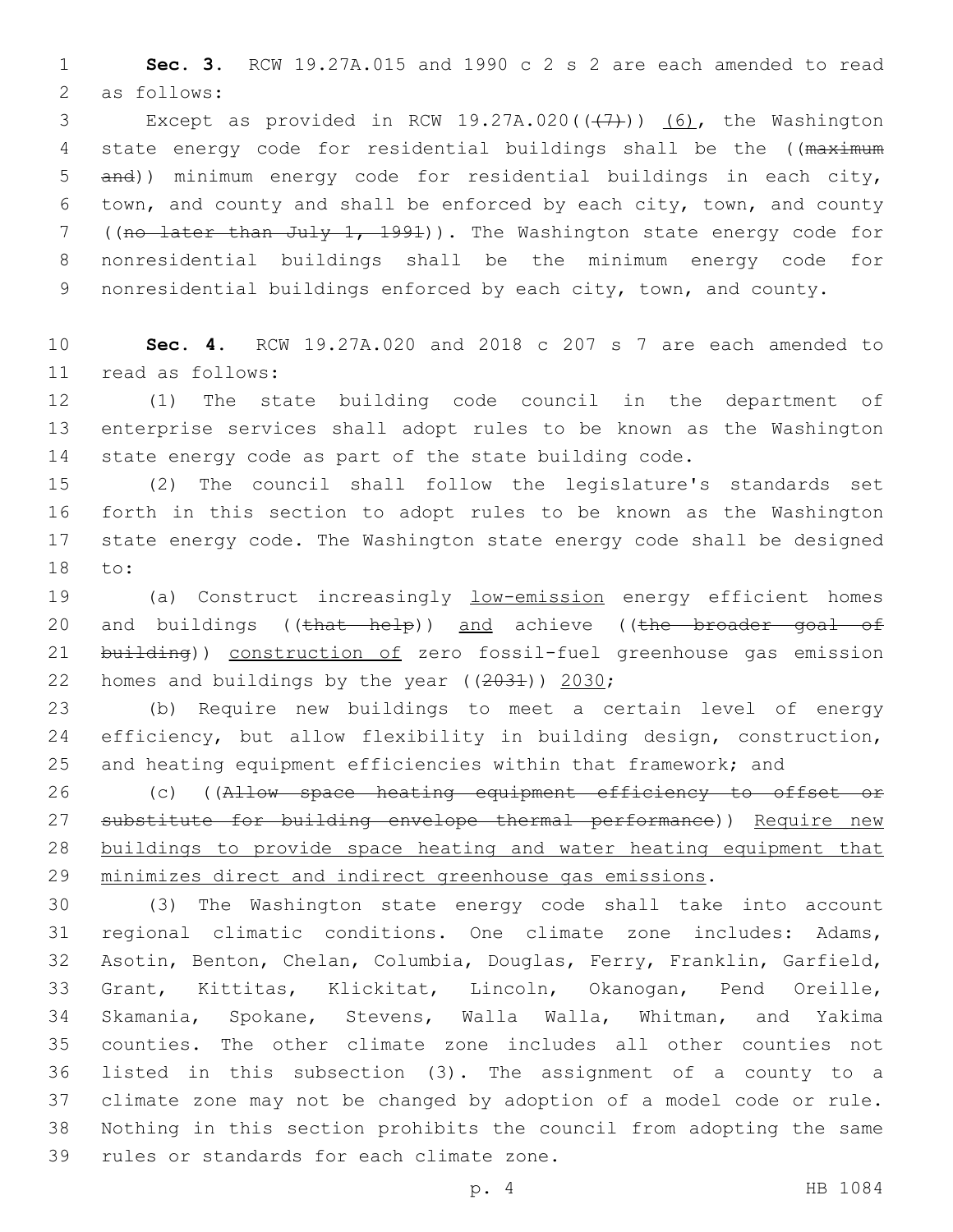**Sec. 3.** RCW 19.27A.015 and 1990 c 2 s 2 are each amended to read as follows:

Except as provided in RCW 19.27A.020((~~(7)~~)) <u>(6)</u>, the Washington state energy code for residential buildings shall be the ((~~maximum and~~)) minimum energy code for residential buildings in each city, town, and county and shall be enforced by each city, town, and county ((~~no later than July 1, 1991~~)). The Washington state energy code for nonresidential buildings shall be the minimum energy code for nonresidential buildings enforced by each city, town, and county.

**Sec. 4.** RCW 19.27A.020 and 2018 c 207 s 7 are each amended to read as follows:

(1) The state building code council in the department of enterprise services shall adopt rules to be known as the Washington state energy code as part of the state building code.

(2) The council shall follow the legislature's standards set forth in this section to adopt rules to be known as the Washington state energy code. The Washington state energy code shall be designed to:

(a) Construct increasingly <u>low-emission</u> energy efficient homes and buildings ((~~that help~~)) <u>and</u> achieve ((~~the broader goal of building~~)) <u>construction of</u> zero fossil-fuel greenhouse gas emission homes and buildings by the year ((~~2031~~)) <u>2030</u>;

(b) Require new buildings to meet a certain level of energy efficiency, but allow flexibility in building design, construction, and heating equipment efficiencies within that framework; and

(c) ((~~Allow space heating equipment efficiency to offset or substitute for building envelope thermal performance~~)) <u>Require new buildings to provide space heating and water heating equipment that minimizes direct and indirect greenhouse gas emissions</u>.

(3) The Washington state energy code shall take into account regional climatic conditions. One climate zone includes: Adams, Asotin, Benton, Chelan, Columbia, Douglas, Ferry, Franklin, Garfield, Grant, Kittitas, Klickitat, Lincoln, Okanogan, Pend Oreille, Skamania, Spokane, Stevens, Walla Walla, Whitman, and Yakima counties. The other climate zone includes all other counties not listed in this subsection (3). The assignment of a county to a climate zone may not be changed by adoption of a model code or rule. Nothing in this section prohibits the council from adopting the same rules or standards for each climate zone.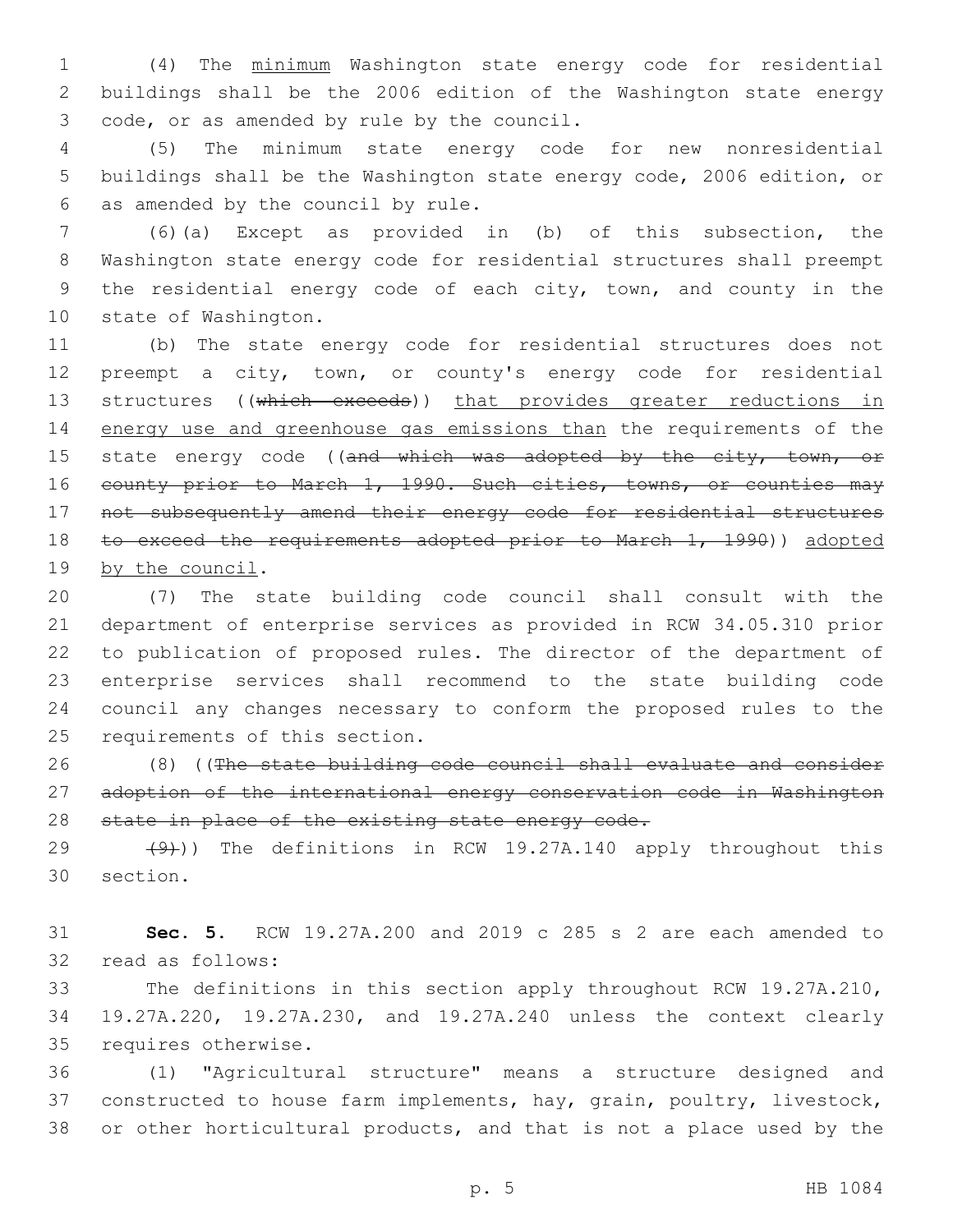(4) The minimum Washington state energy code for residential buildings shall be the 2006 edition of the Washington state energy code, or as amended by rule by the council.

(5) The minimum state energy code for new nonresidential buildings shall be the Washington state energy code, 2006 edition, or as amended by the council by rule.

(6)(a) Except as provided in (b) of this subsection, the Washington state energy code for residential structures shall preempt the residential energy code of each city, town, and county in the state of Washington.

(b) The state energy code for residential structures does not preempt a city, town, or county's energy code for residential structures ((~~which exceeds~~)) that provides greater reductions in energy use and greenhouse gas emissions than the requirements of the state energy code ((~~and which was adopted by the city, town, or county prior to March 1, 1990. Such cities, towns, or counties may not subsequently amend their energy code for residential structures to exceed the requirements adopted prior to March 1, 1990~~)) adopted by the council.

(7) The state building code council shall consult with the department of enterprise services as provided in RCW 34.05.310 prior to publication of proposed rules. The director of the department of enterprise services shall recommend to the state building code council any changes necessary to conform the proposed rules to the requirements of this section.

(8) ((~~The state building code council shall evaluate and consider adoption of the international energy conservation code in Washington state in place of the existing state energy code.~~

~~(9)~~)) The definitions in RCW 19.27A.140 apply throughout this section.

**Sec. 5.** RCW 19.27A.200 and 2019 c 285 s 2 are each amended to read as follows:

The definitions in this section apply throughout RCW 19.27A.210, 19.27A.220, 19.27A.230, and 19.27A.240 unless the context clearly requires otherwise.

(1) "Agricultural structure" means a structure designed and constructed to house farm implements, hay, grain, poultry, livestock, or other horticultural products, and that is not a place used by the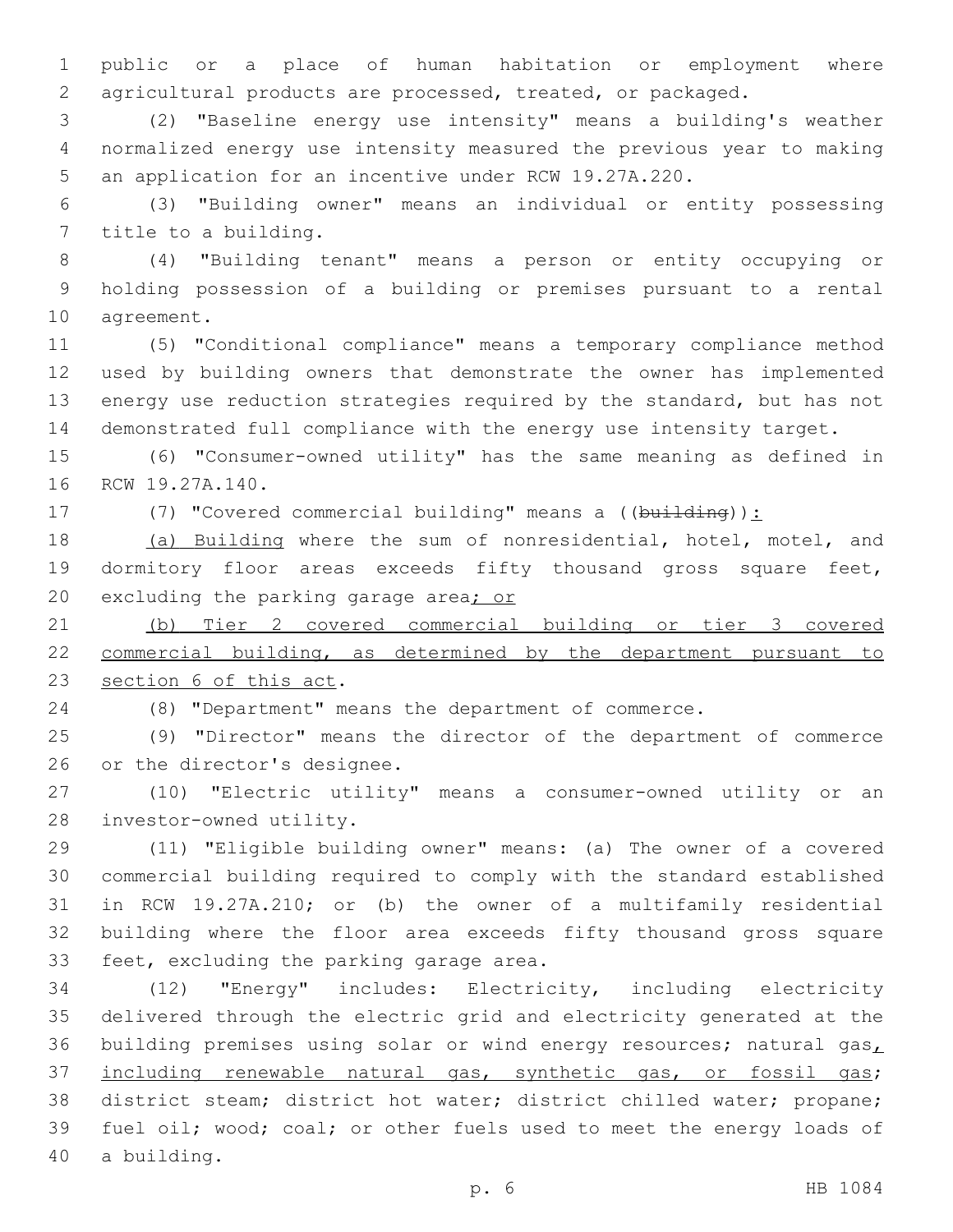public or a place of human habitation or employment where agricultural products are processed, treated, or packaged.

(2) "Baseline energy use intensity" means a building's weather normalized energy use intensity measured the previous year to making an application for an incentive under RCW 19.27A.220.

(3) "Building owner" means an individual or entity possessing title to a building.

(4) "Building tenant" means a person or entity occupying or holding possession of a building or premises pursuant to a rental agreement.

(5) "Conditional compliance" means a temporary compliance method used by building owners that demonstrate the owner has implemented energy use reduction strategies required by the standard, but has not demonstrated full compliance with the energy use intensity target.

(6) "Consumer-owned utility" has the same meaning as defined in RCW 19.27A.140.

(7) "Covered commercial building" means a ((~~building~~)):

(a) Building where the sum of nonresidential, hotel, motel, and dormitory floor areas exceeds fifty thousand gross square feet, excluding the parking garage area; or

(b) Tier 2 covered commercial building or tier 3 covered commercial building, as determined by the department pursuant to section 6 of this act.

(8) "Department" means the department of commerce.

(9) "Director" means the director of the department of commerce or the director's designee.

(10) "Electric utility" means a consumer-owned utility or an investor-owned utility.

(11) "Eligible building owner" means: (a) The owner of a covered commercial building required to comply with the standard established in RCW 19.27A.210; or (b) the owner of a multifamily residential building where the floor area exceeds fifty thousand gross square feet, excluding the parking garage area.

(12) "Energy" includes: Electricity, including electricity delivered through the electric grid and electricity generated at the building premises using solar or wind energy resources; natural gas, including renewable natural gas, synthetic gas, or fossil gas; district steam; district hot water; district chilled water; propane; fuel oil; wood; coal; or other fuels used to meet the energy loads of a building.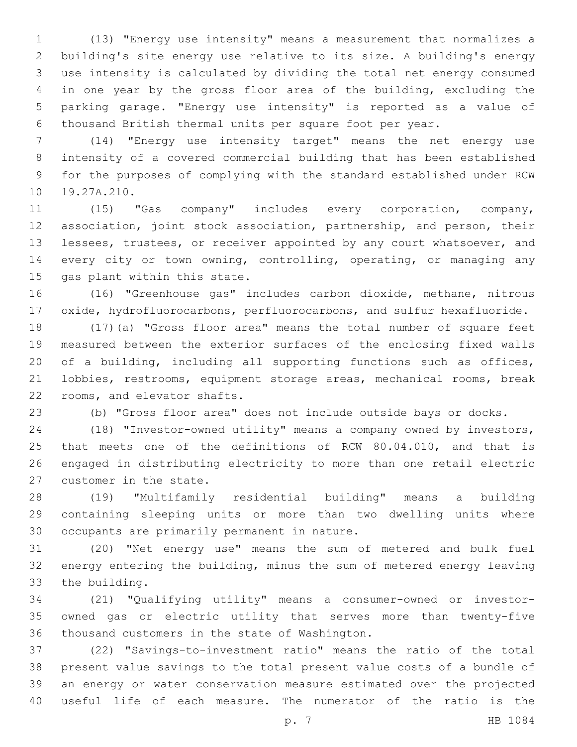(13) "Energy use intensity" means a measurement that normalizes a building's site energy use relative to its size. A building's energy use intensity is calculated by dividing the total net energy consumed in one year by the gross floor area of the building, excluding the parking garage. "Energy use intensity" is reported as a value of thousand British thermal units per square foot per year.

(14) "Energy use intensity target" means the net energy use intensity of a covered commercial building that has been established for the purposes of complying with the standard established under RCW 19.27A.210.

(15) "Gas company" includes every corporation, company, association, joint stock association, partnership, and person, their lessees, trustees, or receiver appointed by any court whatsoever, and every city or town owning, controlling, operating, or managing any gas plant within this state.

(16) "Greenhouse gas" includes carbon dioxide, methane, nitrous oxide, hydrofluorocarbons, perfluorocarbons, and sulfur hexafluoride.

(17)(a) "Gross floor area" means the total number of square feet measured between the exterior surfaces of the enclosing fixed walls of a building, including all supporting functions such as offices, lobbies, restrooms, equipment storage areas, mechanical rooms, break rooms, and elevator shafts.

(b) "Gross floor area" does not include outside bays or docks.

(18) "Investor-owned utility" means a company owned by investors, that meets one of the definitions of RCW 80.04.010, and that is engaged in distributing electricity to more than one retail electric customer in the state.

(19) "Multifamily residential building" means a building containing sleeping units or more than two dwelling units where occupants are primarily permanent in nature.

(20) "Net energy use" means the sum of metered and bulk fuel energy entering the building, minus the sum of metered energy leaving the building.

(21) "Qualifying utility" means a consumer-owned or investor-owned gas or electric utility that serves more than twenty-five thousand customers in the state of Washington.

(22) "Savings-to-investment ratio" means the ratio of the total present value savings to the total present value costs of a bundle of an energy or water conservation measure estimated over the projected useful life of each measure. The numerator of the ratio is the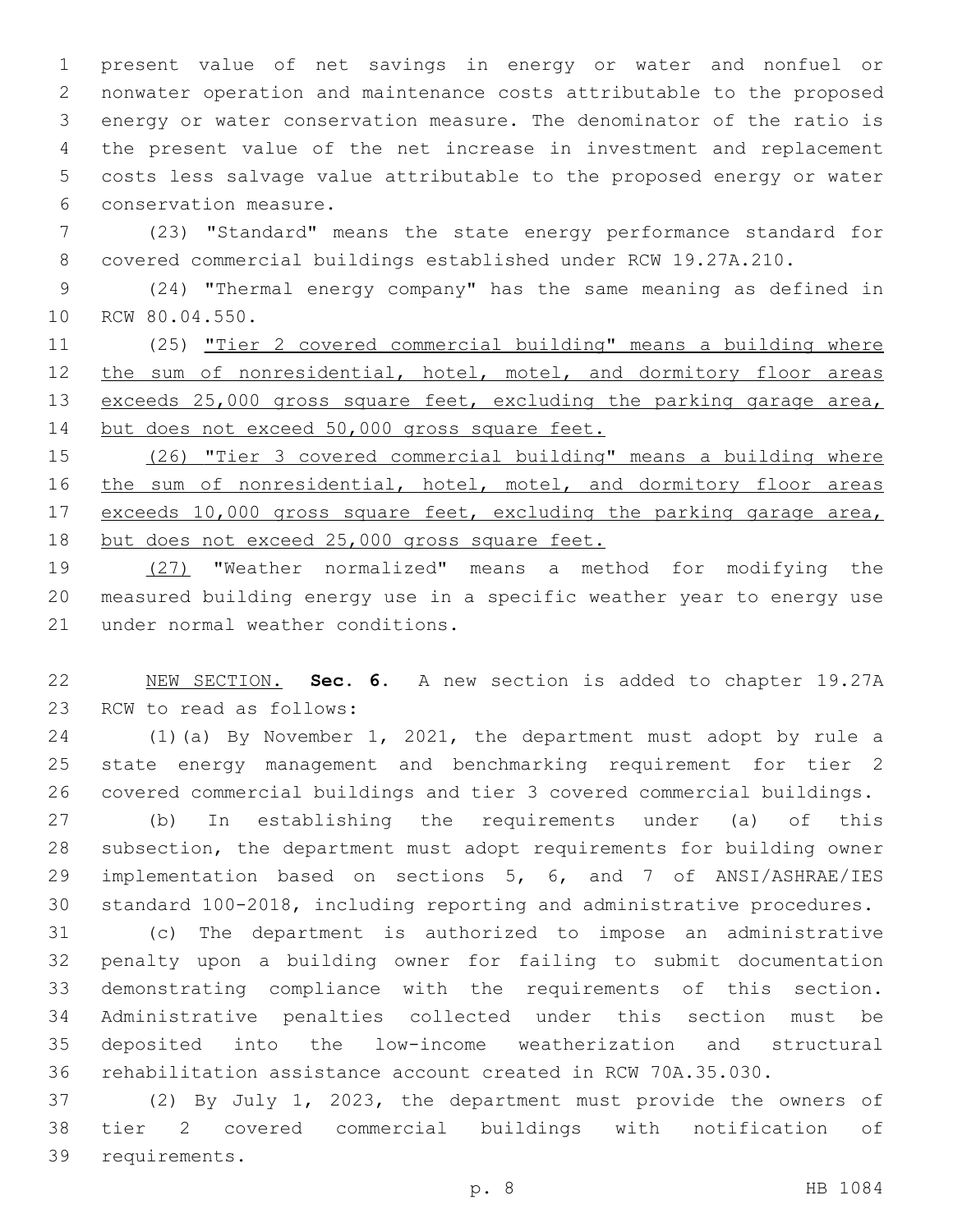present value of net savings in energy or water and nonfuel or nonwater operation and maintenance costs attributable to the proposed energy or water conservation measure. The denominator of the ratio is the present value of the net increase in investment and replacement costs less salvage value attributable to the proposed energy or water conservation measure.

(23) "Standard" means the state energy performance standard for covered commercial buildings established under RCW 19.27A.210.

(24) "Thermal energy company" has the same meaning as defined in RCW 80.04.550.

(25) <u>"Tier 2 covered commercial building" means a building where the sum of nonresidential, hotel, motel, and dormitory floor areas exceeds 25,000 gross square feet, excluding the parking garage area, but does not exceed 50,000 gross square feet.</u>

<u>(26) "Tier 3 covered commercial building" means a building where the sum of nonresidential, hotel, motel, and dormitory floor areas exceeds 10,000 gross square feet, excluding the parking garage area, but does not exceed 25,000 gross square feet.</u>

<u>(27)</u> "Weather normalized" means a method for modifying the measured building energy use in a specific weather year to energy use under normal weather conditions.

<u>NEW SECTION.</u> **Sec. 6.** A new section is added to chapter 19.27A RCW to read as follows:

(1)(a) By November 1, 2021, the department must adopt by rule a state energy management and benchmarking requirement for tier 2 covered commercial buildings and tier 3 covered commercial buildings.

(b) In establishing the requirements under (a) of this subsection, the department must adopt requirements for building owner implementation based on sections 5, 6, and 7 of ANSI/ASHRAE/IES standard 100-2018, including reporting and administrative procedures.

(c) The department is authorized to impose an administrative penalty upon a building owner for failing to submit documentation demonstrating compliance with the requirements of this section. Administrative penalties collected under this section must be deposited into the low-income weatherization and structural rehabilitation assistance account created in RCW 70A.35.030.

(2) By July 1, 2023, the department must provide the owners of tier 2 covered commercial buildings with notification of requirements.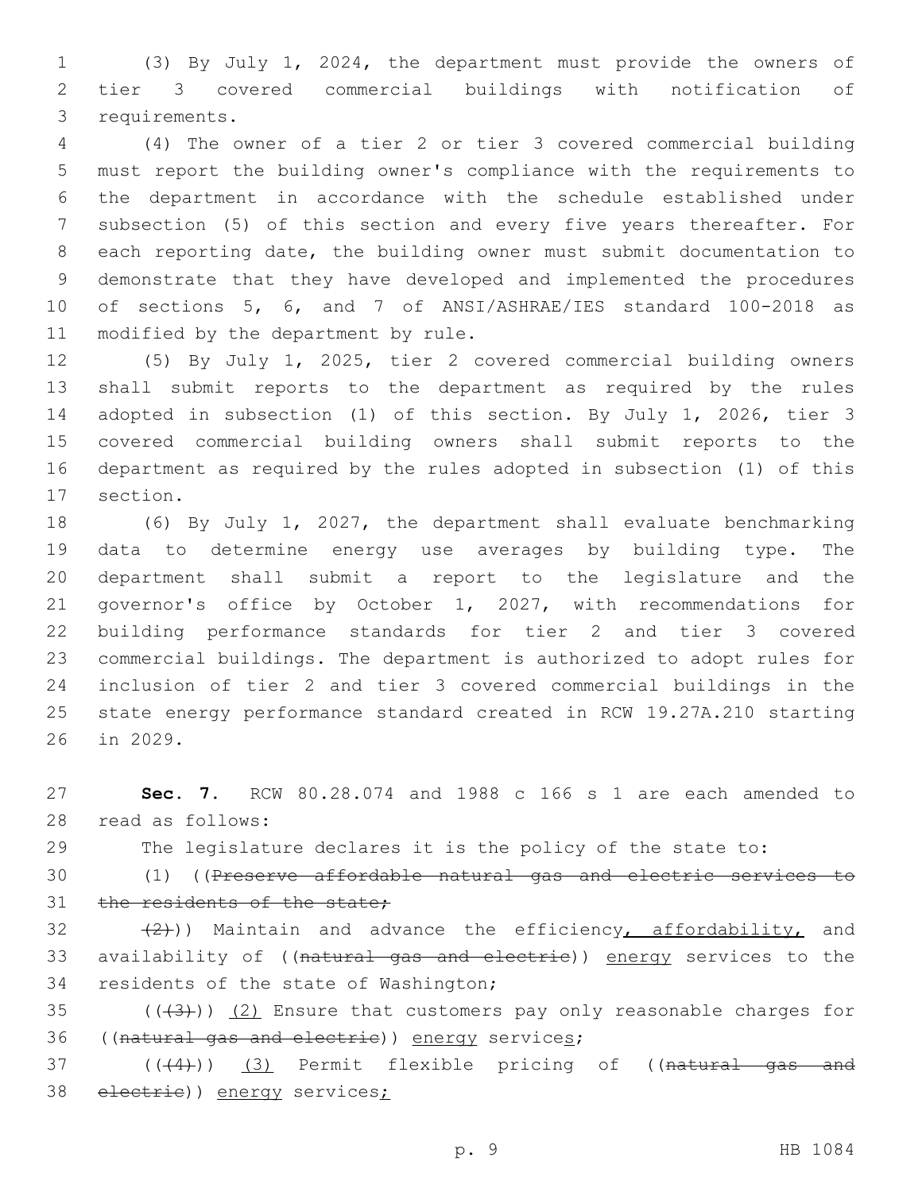(3) By July 1, 2024, the department must provide the owners of tier 3 covered commercial buildings with notification of requirements.

(4) The owner of a tier 2 or tier 3 covered commercial building must report the building owner's compliance with the requirements to the department in accordance with the schedule established under subsection (5) of this section and every five years thereafter. For each reporting date, the building owner must submit documentation to demonstrate that they have developed and implemented the procedures of sections 5, 6, and 7 of ANSI/ASHRAE/IES standard 100-2018 as modified by the department by rule.

(5) By July 1, 2025, tier 2 covered commercial building owners shall submit reports to the department as required by the rules adopted in subsection (1) of this section. By July 1, 2026, tier 3 covered commercial building owners shall submit reports to the department as required by the rules adopted in subsection (1) of this section.

(6) By July 1, 2027, the department shall evaluate benchmarking data to determine energy use averages by building type. The department shall submit a report to the legislature and the governor's office by October 1, 2027, with recommendations for building performance standards for tier 2 and tier 3 covered commercial buildings. The department is authorized to adopt rules for inclusion of tier 2 and tier 3 covered commercial buildings in the state energy performance standard created in RCW 19.27A.210 starting in 2029.

**Sec. 7.** RCW 80.28.074 and 1988 c 166 s 1 are each amended to read as follows:

The legislature declares it is the policy of the state to:

(1) ((~~Preserve affordable natural gas and electric services to the residents of the state;~~

~~(2)~~)) Maintain and advance the efficiency, affordability, and availability of ((~~natural gas and electric~~)) energy services to the residents of the state of Washington;

((~~(3)~~)) (2) Ensure that customers pay only reasonable charges for ((~~natural gas and electric~~)) energy services;

((~~(4)~~)) (3) Permit flexible pricing of ((~~natural gas and electric~~)) energy services;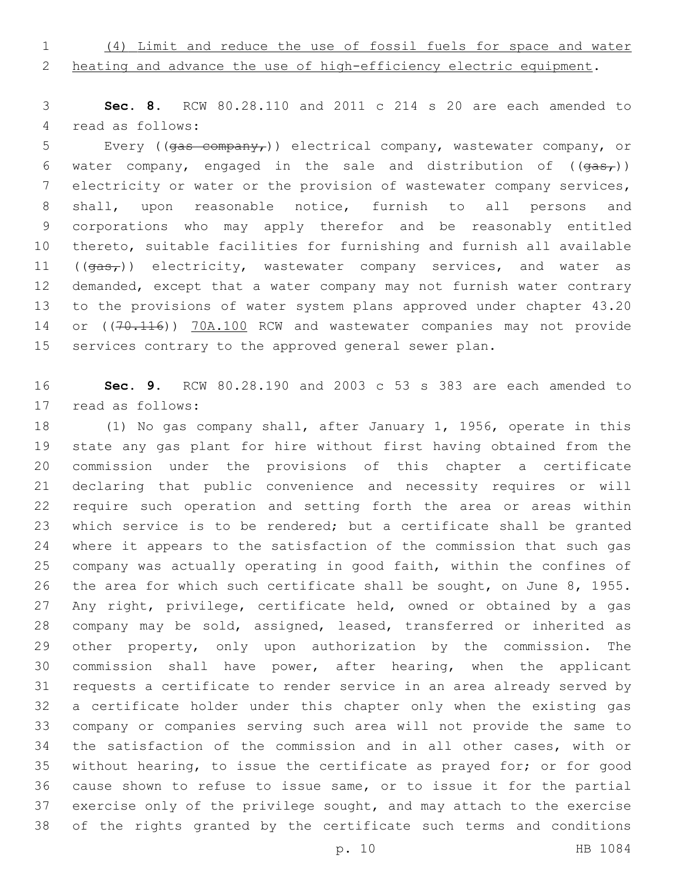(4) Limit and reduce the use of fossil fuels for space and water heating and advance the use of high-efficiency electric equipment.

**Sec. 8.** RCW 80.28.110 and 2011 c 214 s 20 are each amended to read as follows:

Every ((~~gas company,~~)) electrical company, wastewater company, or water company, engaged in the sale and distribution of ((~~gas,~~)) electricity or water or the provision of wastewater company services, shall, upon reasonable notice, furnish to all persons and corporations who may apply therefor and be reasonably entitled thereto, suitable facilities for furnishing and furnish all available ((~~gas,~~)) electricity, wastewater company services, and water as demanded, except that a water company may not furnish water contrary to the provisions of water system plans approved under chapter 43.20 or ((~~70.116~~)) 70A.100 RCW and wastewater companies may not provide services contrary to the approved general sewer plan.

**Sec. 9.** RCW 80.28.190 and 2003 c 53 s 383 are each amended to read as follows:

(1) No gas company shall, after January 1, 1956, operate in this state any gas plant for hire without first having obtained from the commission under the provisions of this chapter a certificate declaring that public convenience and necessity requires or will require such operation and setting forth the area or areas within which service is to be rendered; but a certificate shall be granted where it appears to the satisfaction of the commission that such gas company was actually operating in good faith, within the confines of the area for which such certificate shall be sought, on June 8, 1955. Any right, privilege, certificate held, owned or obtained by a gas company may be sold, assigned, leased, transferred or inherited as other property, only upon authorization by the commission. The commission shall have power, after hearing, when the applicant requests a certificate to render service in an area already served by a certificate holder under this chapter only when the existing gas company or companies serving such area will not provide the same to the satisfaction of the commission and in all other cases, with or without hearing, to issue the certificate as prayed for; or for good cause shown to refuse to issue same, or to issue it for the partial exercise only of the privilege sought, and may attach to the exercise of the rights granted by the certificate such terms and conditions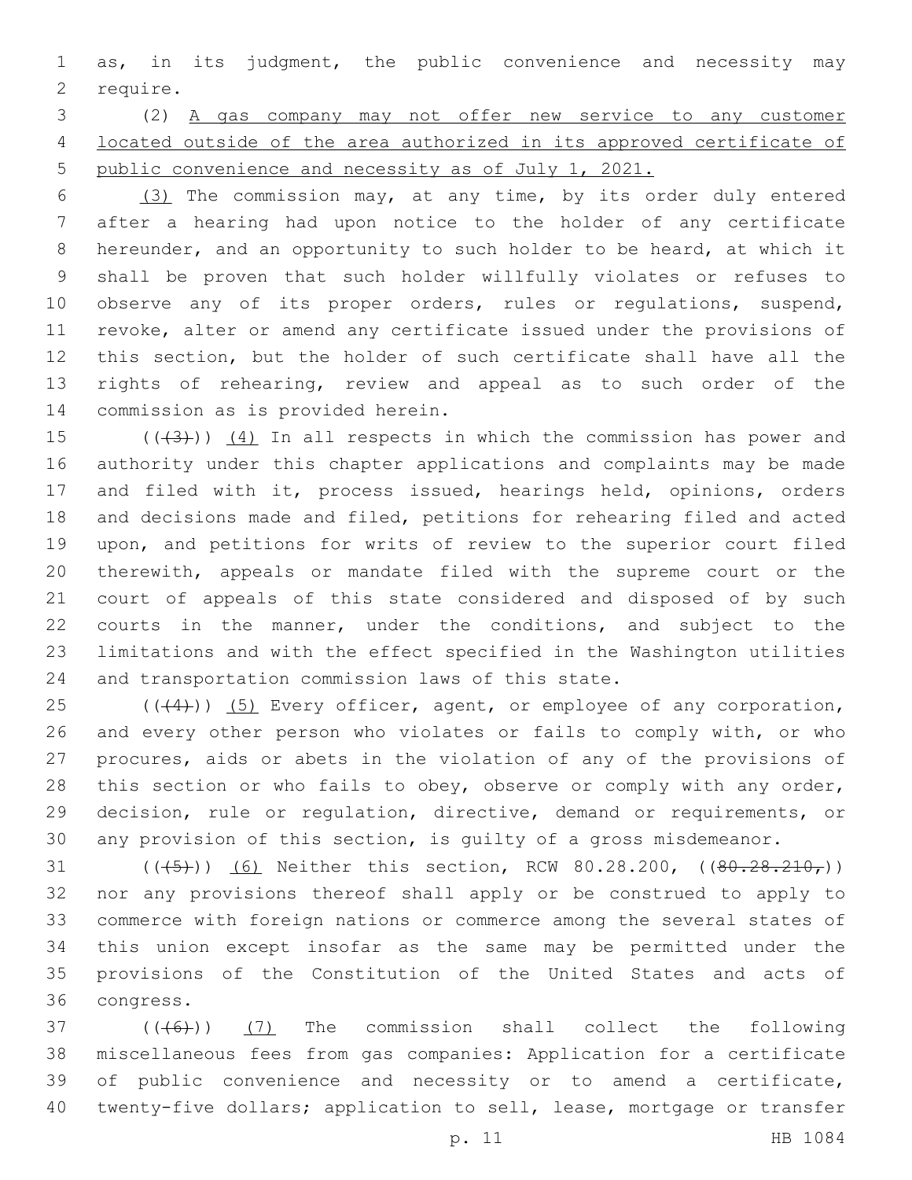as, in its judgment, the public convenience and necessity may require.

(2) A gas company may not offer new service to any customer located outside of the area authorized in its approved certificate of public convenience and necessity as of July 1, 2021.

(3) The commission may, at any time, by its order duly entered after a hearing had upon notice to the holder of any certificate hereunder, and an opportunity to such holder to be heard, at which it shall be proven that such holder willfully violates or refuses to observe any of its proper orders, rules or regulations, suspend, revoke, alter or amend any certificate issued under the provisions of this section, but the holder of such certificate shall have all the rights of rehearing, review and appeal as to such order of the commission as is provided herein.

~~((3))~~ (4) In all respects in which the commission has power and authority under this chapter applications and complaints may be made and filed with it, process issued, hearings held, opinions, orders and decisions made and filed, petitions for rehearing filed and acted upon, and petitions for writs of review to the superior court filed therewith, appeals or mandate filed with the supreme court or the court of appeals of this state considered and disposed of by such courts in the manner, under the conditions, and subject to the limitations and with the effect specified in the Washington utilities and transportation commission laws of this state.

~~((4))~~ (5) Every officer, agent, or employee of any corporation, and every other person who violates or fails to comply with, or who procures, aids or abets in the violation of any of the provisions of this section or who fails to obey, observe or comply with any order, decision, rule or regulation, directive, demand or requirements, or any provision of this section, is guilty of a gross misdemeanor.

~~((5))~~ (6) Neither this section, RCW 80.28.200, ~~((80.28.210,))~~ nor any provisions thereof shall apply or be construed to apply to commerce with foreign nations or commerce among the several states of this union except insofar as the same may be permitted under the provisions of the Constitution of the United States and acts of congress.

~~((6))~~ (7) The commission shall collect the following miscellaneous fees from gas companies: Application for a certificate of public convenience and necessity or to amend a certificate, twenty-five dollars; application to sell, lease, mortgage or transfer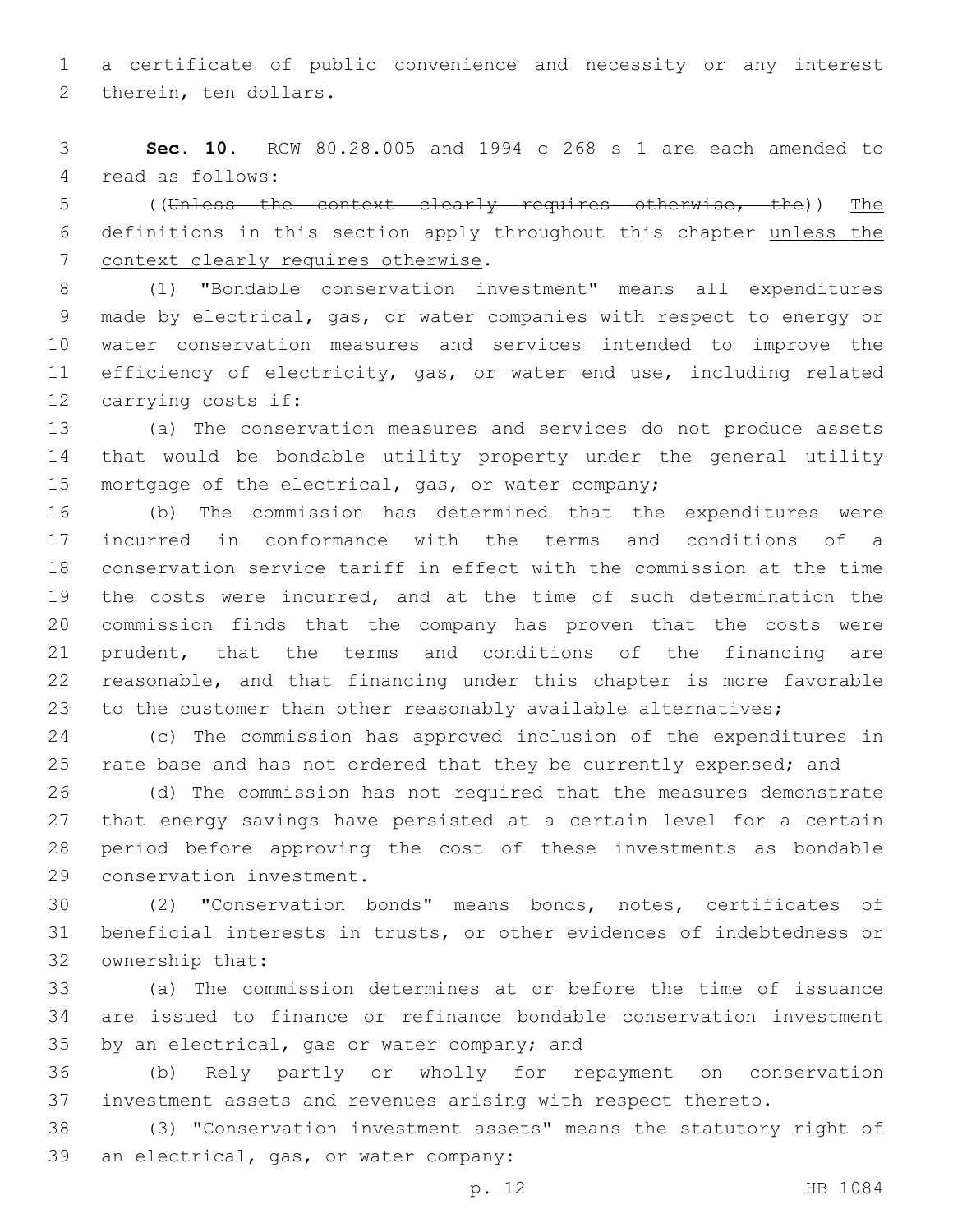a certificate of public convenience and necessity or any interest therein, ten dollars.

**Sec. 10.** RCW 80.28.005 and 1994 c 268 s 1 are each amended to read as follows:

((~~Unless the context clearly requires otherwise, the~~)) <u>The</u> definitions in this section apply throughout this chapter <u>unless the context clearly requires otherwise</u>.

(1) "Bondable conservation investment" means all expenditures made by electrical, gas, or water companies with respect to energy or water conservation measures and services intended to improve the efficiency of electricity, gas, or water end use, including related carrying costs if:

(a) The conservation measures and services do not produce assets that would be bondable utility property under the general utility mortgage of the electrical, gas, or water company;

(b) The commission has determined that the expenditures were incurred in conformance with the terms and conditions of a conservation service tariff in effect with the commission at the time the costs were incurred, and at the time of such determination the commission finds that the company has proven that the costs were prudent, that the terms and conditions of the financing are reasonable, and that financing under this chapter is more favorable to the customer than other reasonably available alternatives;

(c) The commission has approved inclusion of the expenditures in rate base and has not ordered that they be currently expensed; and

(d) The commission has not required that the measures demonstrate that energy savings have persisted at a certain level for a certain period before approving the cost of these investments as bondable conservation investment.

(2) "Conservation bonds" means bonds, notes, certificates of beneficial interests in trusts, or other evidences of indebtedness or ownership that:

(a) The commission determines at or before the time of issuance are issued to finance or refinance bondable conservation investment by an electrical, gas or water company; and

(b) Rely partly or wholly for repayment on conservation investment assets and revenues arising with respect thereto.

(3) "Conservation investment assets" means the statutory right of an electrical, gas, or water company: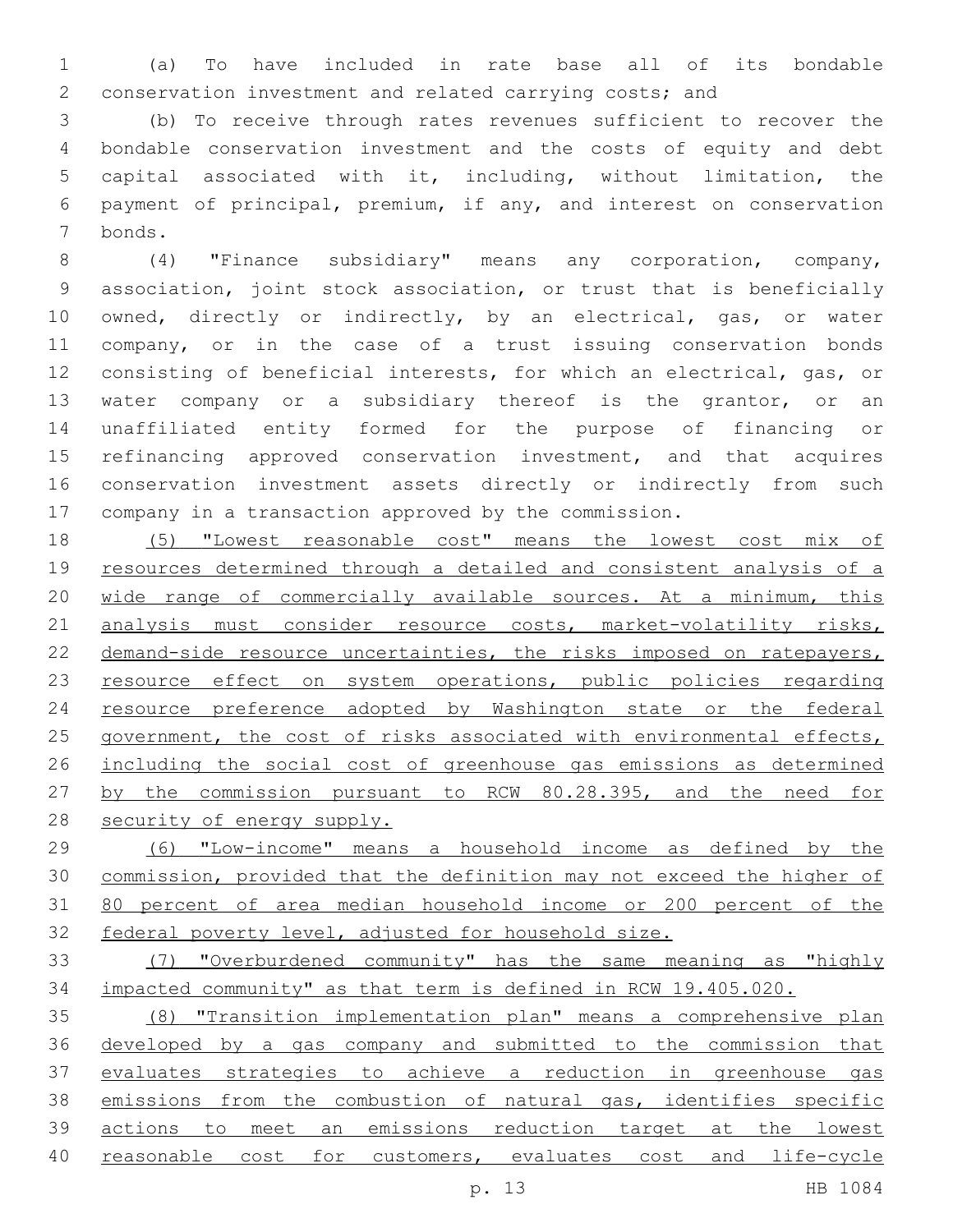(a) To have included in rate base all of its bondable conservation investment and related carrying costs; and

(b) To receive through rates revenues sufficient to recover the bondable conservation investment and the costs of equity and debt capital associated with it, including, without limitation, the payment of principal, premium, if any, and interest on conservation bonds.

(4) "Finance subsidiary" means any corporation, company, association, joint stock association, or trust that is beneficially owned, directly or indirectly, by an electrical, gas, or water company, or in the case of a trust issuing conservation bonds consisting of beneficial interests, for which an electrical, gas, or water company or a subsidiary thereof is the grantor, or an unaffiliated entity formed for the purpose of financing or refinancing approved conservation investment, and that acquires conservation investment assets directly or indirectly from such company in a transaction approved by the commission.

(5) "Lowest reasonable cost" means the lowest cost mix of resources determined through a detailed and consistent analysis of a wide range of commercially available sources. At a minimum, this analysis must consider resource costs, market-volatility risks, demand-side resource uncertainties, the risks imposed on ratepayers, resource effect on system operations, public policies regarding resource preference adopted by Washington state or the federal government, the cost of risks associated with environmental effects, including the social cost of greenhouse gas emissions as determined by the commission pursuant to RCW 80.28.395, and the need for security of energy supply.

(6) "Low-income" means a household income as defined by the commission, provided that the definition may not exceed the higher of 80 percent of area median household income or 200 percent of the federal poverty level, adjusted for household size.

(7) "Overburdened community" has the same meaning as "highly impacted community" as that term is defined in RCW 19.405.020.

(8) "Transition implementation plan" means a comprehensive plan developed by a gas company and submitted to the commission that evaluates strategies to achieve a reduction in greenhouse gas emissions from the combustion of natural gas, identifies specific actions to meet an emissions reduction target at the lowest reasonable cost for customers, evaluates cost and life-cycle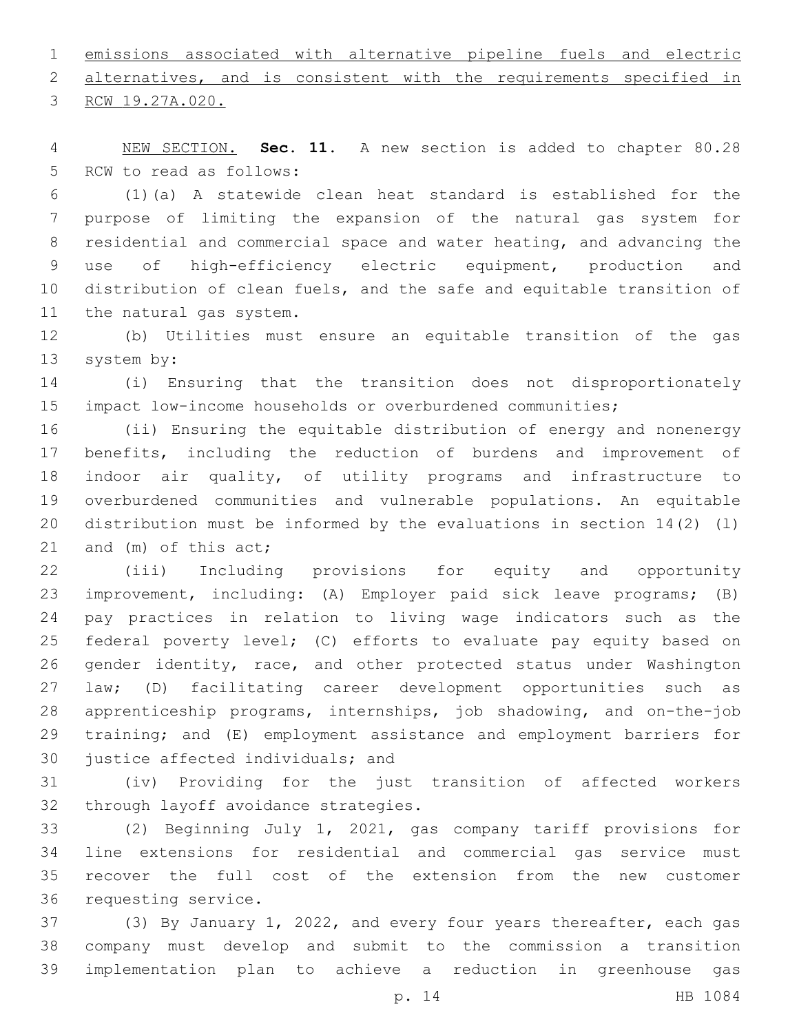emissions associated with alternative pipeline fuels and electric alternatives, and is consistent with the requirements specified in RCW 19.27A.020.

NEW SECTION. **Sec. 11.** A new section is added to chapter 80.28 RCW to read as follows:

(1)(a) A statewide clean heat standard is established for the purpose of limiting the expansion of the natural gas system for residential and commercial space and water heating, and advancing the use of high-efficiency electric equipment, production and distribution of clean fuels, and the safe and equitable transition of the natural gas system.

(b) Utilities must ensure an equitable transition of the gas system by:

(i) Ensuring that the transition does not disproportionately impact low-income households or overburdened communities;

(ii) Ensuring the equitable distribution of energy and nonenergy benefits, including the reduction of burdens and improvement of indoor air quality, of utility programs and infrastructure to overburdened communities and vulnerable populations. An equitable distribution must be informed by the evaluations in section 14(2) (l) and (m) of this act;

(iii) Including provisions for equity and opportunity improvement, including: (A) Employer paid sick leave programs; (B) pay practices in relation to living wage indicators such as the federal poverty level; (C) efforts to evaluate pay equity based on gender identity, race, and other protected status under Washington law; (D) facilitating career development opportunities such as apprenticeship programs, internships, job shadowing, and on-the-job training; and (E) employment assistance and employment barriers for justice affected individuals; and

(iv) Providing for the just transition of affected workers through layoff avoidance strategies.

(2) Beginning July 1, 2021, gas company tariff provisions for line extensions for residential and commercial gas service must recover the full cost of the extension from the new customer requesting service.

(3) By January 1, 2022, and every four years thereafter, each gas company must develop and submit to the commission a transition implementation plan to achieve a reduction in greenhouse gas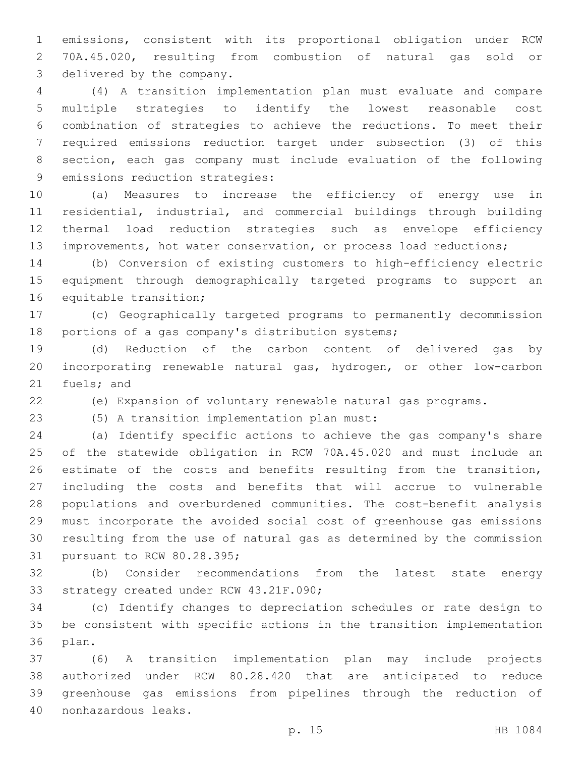emissions, consistent with its proportional obligation under RCW 70A.45.020, resulting from combustion of natural gas sold or delivered by the company.

(4) A transition implementation plan must evaluate and compare multiple strategies to identify the lowest reasonable cost combination of strategies to achieve the reductions. To meet their required emissions reduction target under subsection (3) of this section, each gas company must include evaluation of the following emissions reduction strategies:

(a) Measures to increase the efficiency of energy use in residential, industrial, and commercial buildings through building thermal load reduction strategies such as envelope efficiency improvements, hot water conservation, or process load reductions;

(b) Conversion of existing customers to high-efficiency electric equipment through demographically targeted programs to support an equitable transition;

(c) Geographically targeted programs to permanently decommission portions of a gas company's distribution systems;

(d) Reduction of the carbon content of delivered gas by incorporating renewable natural gas, hydrogen, or other low-carbon fuels; and

(e) Expansion of voluntary renewable natural gas programs.

(5) A transition implementation plan must:

(a) Identify specific actions to achieve the gas company's share of the statewide obligation in RCW 70A.45.020 and must include an estimate of the costs and benefits resulting from the transition, including the costs and benefits that will accrue to vulnerable populations and overburdened communities. The cost-benefit analysis must incorporate the avoided social cost of greenhouse gas emissions resulting from the use of natural gas as determined by the commission pursuant to RCW 80.28.395;

(b) Consider recommendations from the latest state energy strategy created under RCW 43.21F.090;

(c) Identify changes to depreciation schedules or rate design to be consistent with specific actions in the transition implementation plan.

(6) A transition implementation plan may include projects authorized under RCW 80.28.420 that are anticipated to reduce greenhouse gas emissions from pipelines through the reduction of nonhazardous leaks.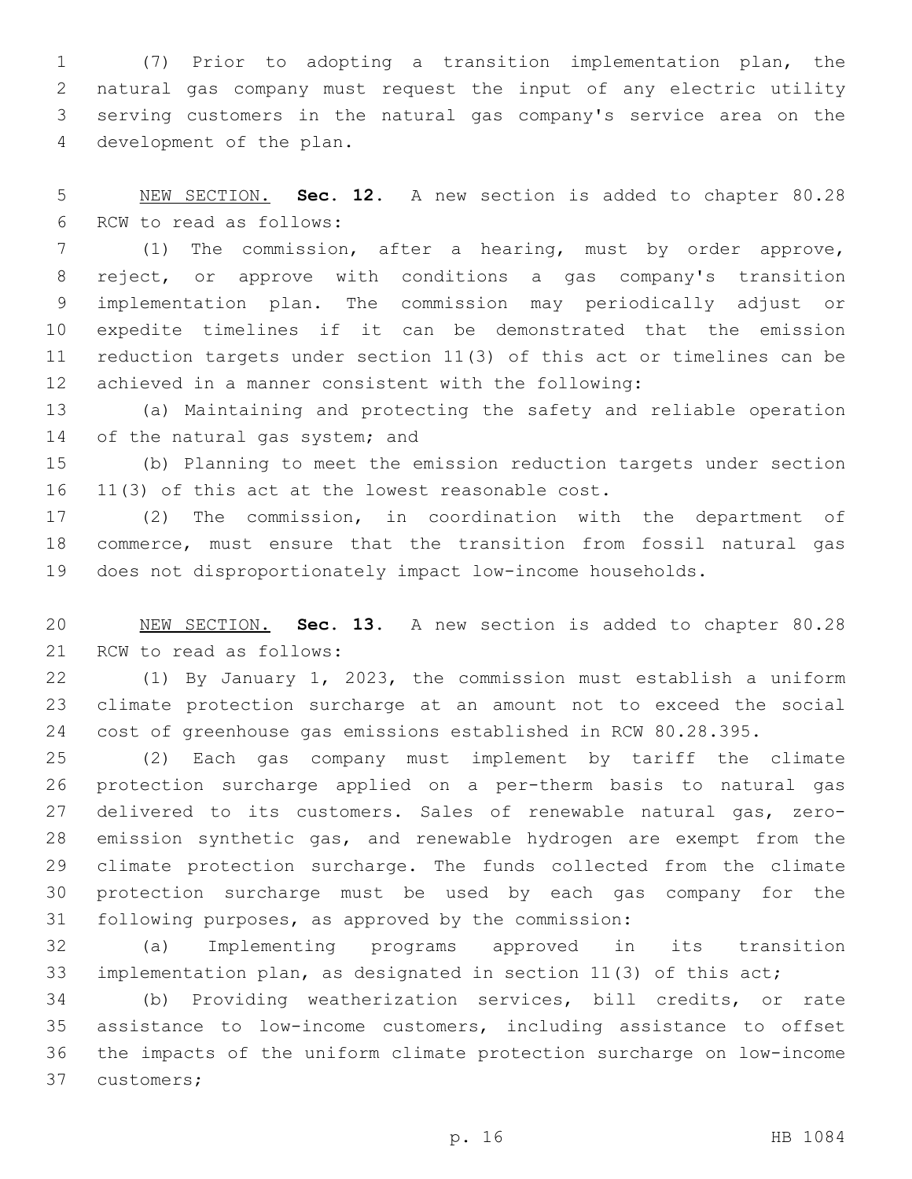(7) Prior to adopting a transition implementation plan, the natural gas company must request the input of any electric utility serving customers in the natural gas company's service area on the development of the plan.

NEW SECTION. **Sec. 12.** A new section is added to chapter 80.28 RCW to read as follows:

(1) The commission, after a hearing, must by order approve, reject, or approve with conditions a gas company's transition implementation plan. The commission may periodically adjust or expedite timelines if it can be demonstrated that the emission reduction targets under section 11(3) of this act or timelines can be achieved in a manner consistent with the following:

(a) Maintaining and protecting the safety and reliable operation of the natural gas system; and

(b) Planning to meet the emission reduction targets under section 11(3) of this act at the lowest reasonable cost.

(2) The commission, in coordination with the department of commerce, must ensure that the transition from fossil natural gas does not disproportionately impact low-income households.

NEW SECTION. **Sec. 13.** A new section is added to chapter 80.28 RCW to read as follows:

(1) By January 1, 2023, the commission must establish a uniform climate protection surcharge at an amount not to exceed the social cost of greenhouse gas emissions established in RCW 80.28.395.

(2) Each gas company must implement by tariff the climate protection surcharge applied on a per-therm basis to natural gas delivered to its customers. Sales of renewable natural gas, zero-emission synthetic gas, and renewable hydrogen are exempt from the climate protection surcharge. The funds collected from the climate protection surcharge must be used by each gas company for the following purposes, as approved by the commission:

(a) Implementing programs approved in its transition implementation plan, as designated in section 11(3) of this act;

(b) Providing weatherization services, bill credits, or rate assistance to low-income customers, including assistance to offset the impacts of the uniform climate protection surcharge on low-income customers;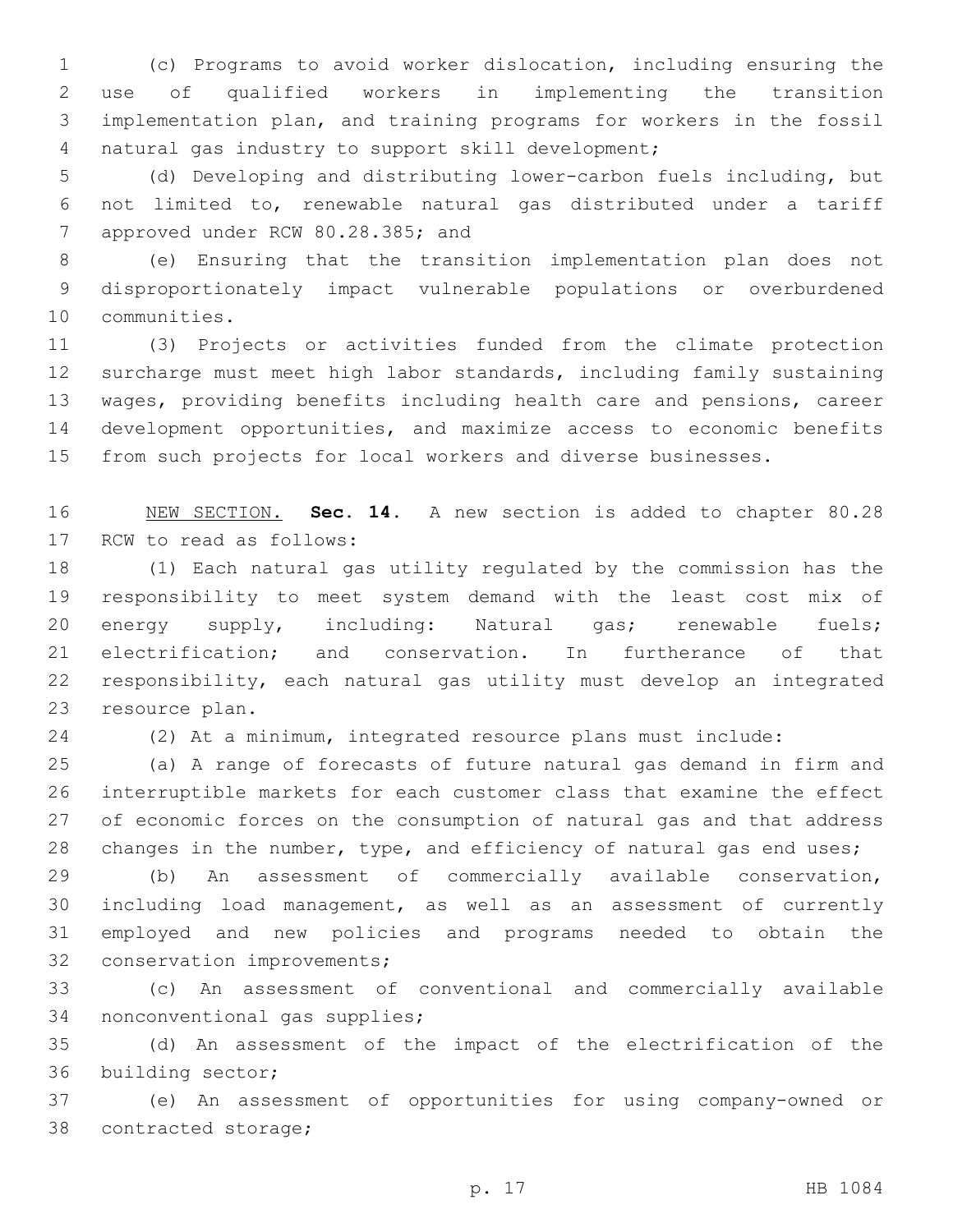(c) Programs to avoid worker dislocation, including ensuring the use of qualified workers in implementing the transition implementation plan, and training programs for workers in the fossil natural gas industry to support skill development;

(d) Developing and distributing lower-carbon fuels including, but not limited to, renewable natural gas distributed under a tariff approved under RCW 80.28.385; and

(e) Ensuring that the transition implementation plan does not disproportionately impact vulnerable populations or overburdened communities.

(3) Projects or activities funded from the climate protection surcharge must meet high labor standards, including family sustaining wages, providing benefits including health care and pensions, career development opportunities, and maximize access to economic benefits from such projects for local workers and diverse businesses.

NEW SECTION. **Sec. 14.** A new section is added to chapter 80.28 RCW to read as follows:

(1) Each natural gas utility regulated by the commission has the responsibility to meet system demand with the least cost mix of energy supply, including: Natural gas; renewable fuels; electrification; and conservation. In furtherance of that responsibility, each natural gas utility must develop an integrated resource plan.

(2) At a minimum, integrated resource plans must include:

(a) A range of forecasts of future natural gas demand in firm and interruptible markets for each customer class that examine the effect of economic forces on the consumption of natural gas and that address changes in the number, type, and efficiency of natural gas end uses;

(b) An assessment of commercially available conservation, including load management, as well as an assessment of currently employed and new policies and programs needed to obtain the conservation improvements;

(c) An assessment of conventional and commercially available nonconventional gas supplies;

(d) An assessment of the impact of the electrification of the building sector;

(e) An assessment of opportunities for using company-owned or contracted storage;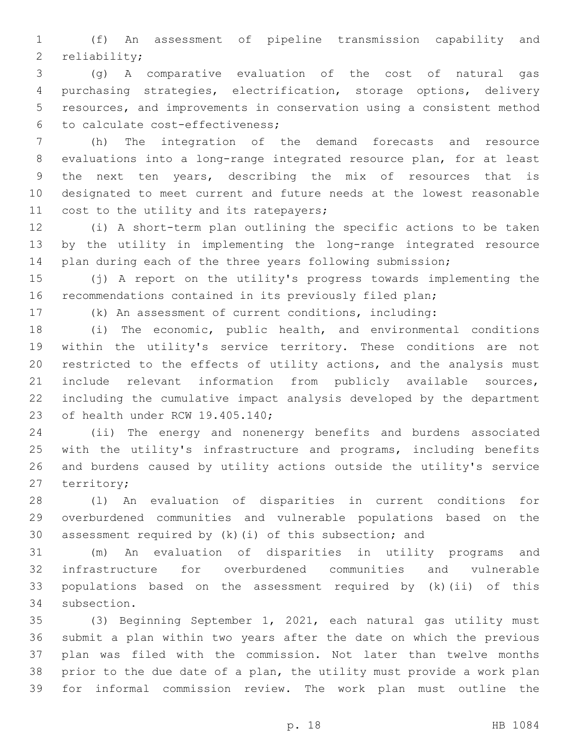(f) An assessment of pipeline transmission capability and reliability;

(g) A comparative evaluation of the cost of natural gas purchasing strategies, electrification, storage options, delivery resources, and improvements in conservation using a consistent method to calculate cost-effectiveness;

(h) The integration of the demand forecasts and resource evaluations into a long-range integrated resource plan, for at least the next ten years, describing the mix of resources that is designated to meet current and future needs at the lowest reasonable cost to the utility and its ratepayers;

(i) A short-term plan outlining the specific actions to be taken by the utility in implementing the long-range integrated resource plan during each of the three years following submission;

(j) A report on the utility's progress towards implementing the recommendations contained in its previously filed plan;

(k) An assessment of current conditions, including:

(i) The economic, public health, and environmental conditions within the utility's service territory. These conditions are not restricted to the effects of utility actions, and the analysis must include relevant information from publicly available sources, including the cumulative impact analysis developed by the department of health under RCW 19.405.140;

(ii) The energy and nonenergy benefits and burdens associated with the utility's infrastructure and programs, including benefits and burdens caused by utility actions outside the utility's service territory;

(l) An evaluation of disparities in current conditions for overburdened communities and vulnerable populations based on the assessment required by (k)(i) of this subsection; and

(m) An evaluation of disparities in utility programs and infrastructure for overburdened communities and vulnerable populations based on the assessment required by (k)(ii) of this subsection.

(3) Beginning September 1, 2021, each natural gas utility must submit a plan within two years after the date on which the previous plan was filed with the commission. Not later than twelve months prior to the due date of a plan, the utility must provide a work plan for informal commission review. The work plan must outline the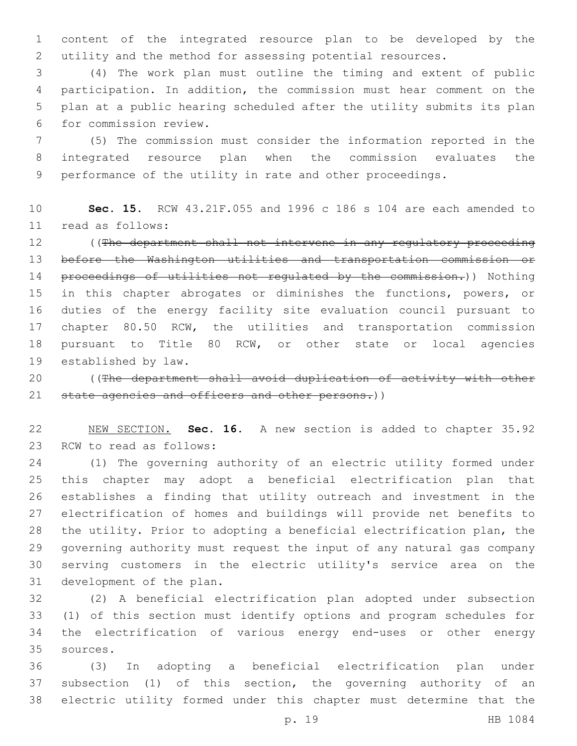content of the integrated resource plan to be developed by the utility and the method for assessing potential resources.

(4) The work plan must outline the timing and extent of public participation. In addition, the commission must hear comment on the plan at a public hearing scheduled after the utility submits its plan for commission review.

(5) The commission must consider the information reported in the integrated resource plan when the commission evaluates the performance of the utility in rate and other proceedings.

**Sec. 15.** RCW 43.21F.055 and 1996 c 186 s 104 are each amended to read as follows:

((~~The department shall not intervene in any regulatory proceeding before the Washington utilities and transportation commission or proceedings of utilities not regulated by the commission.~~)) Nothing in this chapter abrogates or diminishes the functions, powers, or duties of the energy facility site evaluation council pursuant to chapter 80.50 RCW, the utilities and transportation commission pursuant to Title 80 RCW, or other state or local agencies established by law.

((~~The department shall avoid duplication of activity with other state agencies and officers and other persons.~~))

NEW SECTION. **Sec. 16.** A new section is added to chapter 35.92 RCW to read as follows:

(1) The governing authority of an electric utility formed under this chapter may adopt a beneficial electrification plan that establishes a finding that utility outreach and investment in the electrification of homes and buildings will provide net benefits to the utility. Prior to adopting a beneficial electrification plan, the governing authority must request the input of any natural gas company serving customers in the electric utility's service area on the development of the plan.

(2) A beneficial electrification plan adopted under subsection (1) of this section must identify options and program schedules for the electrification of various energy end-uses or other energy sources.

(3) In adopting a beneficial electrification plan under subsection (1) of this section, the governing authority of an electric utility formed under this chapter must determine that the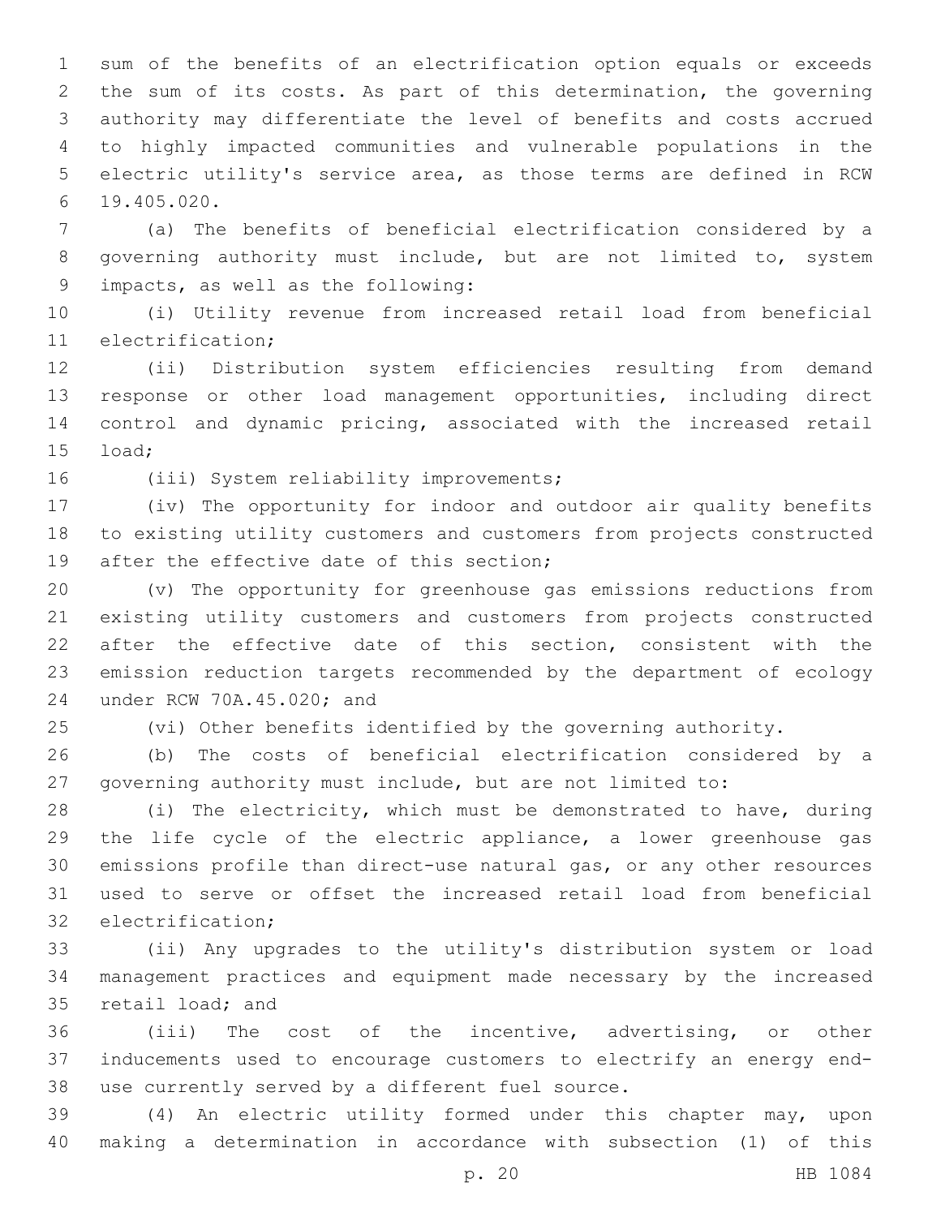sum of the benefits of an electrification option equals or exceeds the sum of its costs. As part of this determination, the governing authority may differentiate the level of benefits and costs accrued to highly impacted communities and vulnerable populations in the electric utility's service area, as those terms are defined in RCW 19.405.020.

(a) The benefits of beneficial electrification considered by a governing authority must include, but are not limited to, system impacts, as well as the following:

(i) Utility revenue from increased retail load from beneficial electrification;

(ii) Distribution system efficiencies resulting from demand response or other load management opportunities, including direct control and dynamic pricing, associated with the increased retail load;

(iii) System reliability improvements;

(iv) The opportunity for indoor and outdoor air quality benefits to existing utility customers and customers from projects constructed after the effective date of this section;

(v) The opportunity for greenhouse gas emissions reductions from existing utility customers and customers from projects constructed after the effective date of this section, consistent with the emission reduction targets recommended by the department of ecology under RCW 70A.45.020; and

(vi) Other benefits identified by the governing authority.

(b) The costs of beneficial electrification considered by a governing authority must include, but are not limited to:

(i) The electricity, which must be demonstrated to have, during the life cycle of the electric appliance, a lower greenhouse gas emissions profile than direct-use natural gas, or any other resources used to serve or offset the increased retail load from beneficial electrification;

(ii) Any upgrades to the utility's distribution system or load management practices and equipment made necessary by the increased retail load; and

(iii) The cost of the incentive, advertising, or other inducements used to encourage customers to electrify an energy end-use currently served by a different fuel source.

(4) An electric utility formed under this chapter may, upon making a determination in accordance with subsection (1) of this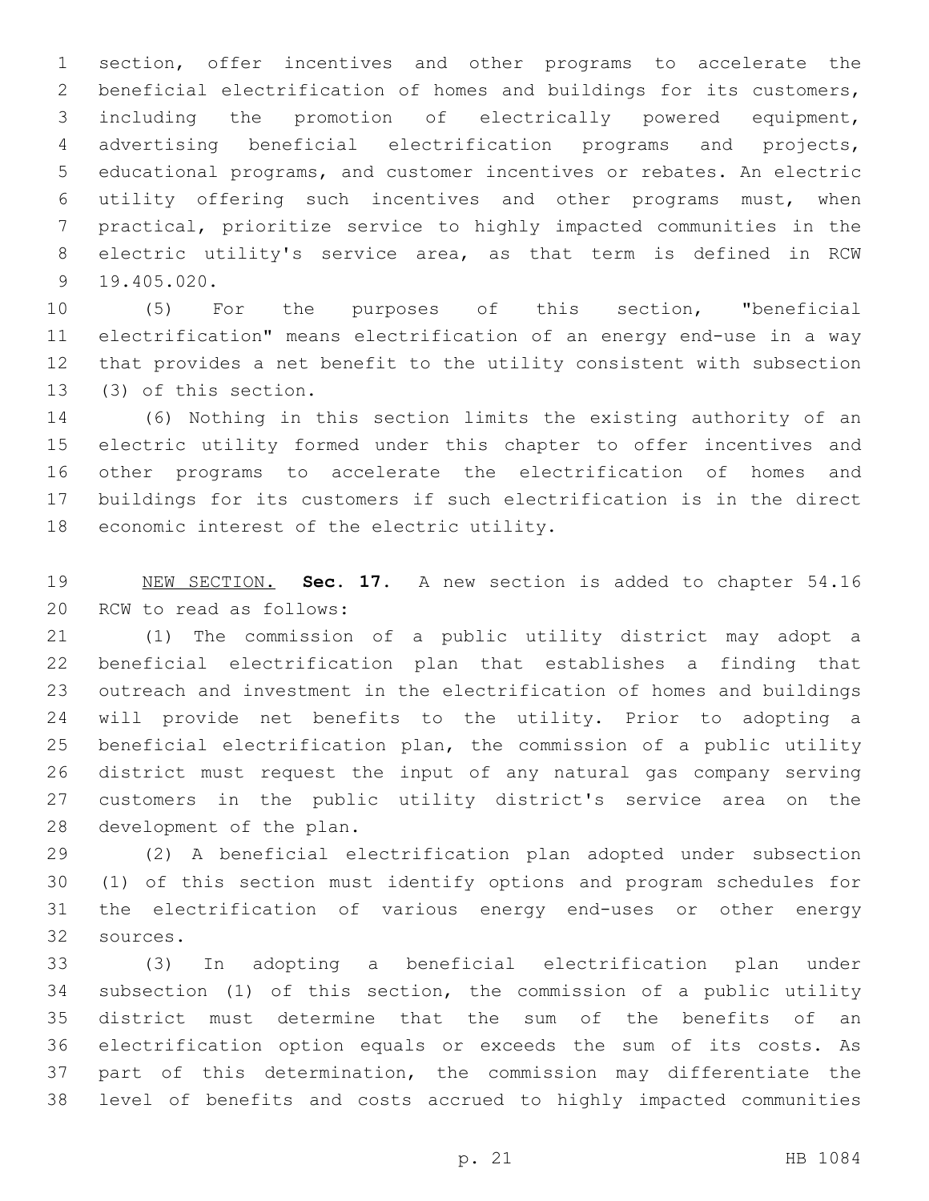section, offer incentives and other programs to accelerate the beneficial electrification of homes and buildings for its customers, including the promotion of electrically powered equipment, advertising beneficial electrification programs and projects, educational programs, and customer incentives or rebates. An electric utility offering such incentives and other programs must, when practical, prioritize service to highly impacted communities in the electric utility's service area, as that term is defined in RCW 19.405.020.

(5) For the purposes of this section, "beneficial electrification" means electrification of an energy end-use in a way that provides a net benefit to the utility consistent with subsection (3) of this section.

(6) Nothing in this section limits the existing authority of an electric utility formed under this chapter to offer incentives and other programs to accelerate the electrification of homes and buildings for its customers if such electrification is in the direct economic interest of the electric utility.

NEW SECTION. **Sec. 17.** A new section is added to chapter 54.16 RCW to read as follows:

(1) The commission of a public utility district may adopt a beneficial electrification plan that establishes a finding that outreach and investment in the electrification of homes and buildings will provide net benefits to the utility. Prior to adopting a beneficial electrification plan, the commission of a public utility district must request the input of any natural gas company serving customers in the public utility district's service area on the development of the plan.

(2) A beneficial electrification plan adopted under subsection (1) of this section must identify options and program schedules for the electrification of various energy end-uses or other energy sources.

(3) In adopting a beneficial electrification plan under subsection (1) of this section, the commission of a public utility district must determine that the sum of the benefits of an electrification option equals or exceeds the sum of its costs. As part of this determination, the commission may differentiate the level of benefits and costs accrued to highly impacted communities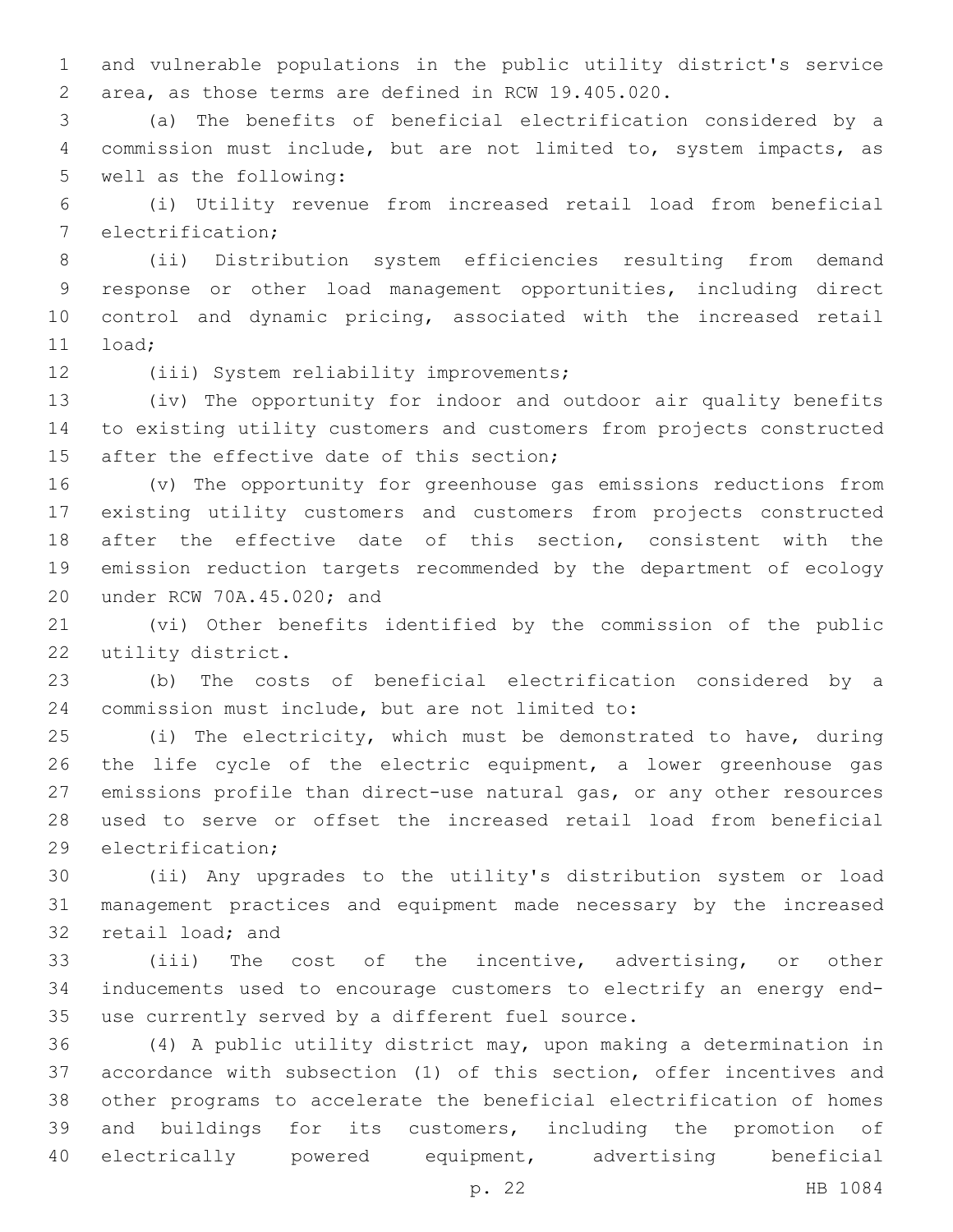and vulnerable populations in the public utility district's service area, as those terms are defined in RCW 19.405.020.

(a) The benefits of beneficial electrification considered by a commission must include, but are not limited to, system impacts, as well as the following:

(i) Utility revenue from increased retail load from beneficial electrification;

(ii) Distribution system efficiencies resulting from demand response or other load management opportunities, including direct control and dynamic pricing, associated with the increased retail load;

(iii) System reliability improvements;

(iv) The opportunity for indoor and outdoor air quality benefits to existing utility customers and customers from projects constructed after the effective date of this section;

(v) The opportunity for greenhouse gas emissions reductions from existing utility customers and customers from projects constructed after the effective date of this section, consistent with the emission reduction targets recommended by the department of ecology under RCW 70A.45.020; and

(vi) Other benefits identified by the commission of the public utility district.

(b) The costs of beneficial electrification considered by a commission must include, but are not limited to:

(i) The electricity, which must be demonstrated to have, during the life cycle of the electric equipment, a lower greenhouse gas emissions profile than direct-use natural gas, or any other resources used to serve or offset the increased retail load from beneficial electrification;

(ii) Any upgrades to the utility's distribution system or load management practices and equipment made necessary by the increased retail load; and

(iii) The cost of the incentive, advertising, or other inducements used to encourage customers to electrify an energy end-use currently served by a different fuel source.

(4) A public utility district may, upon making a determination in accordance with subsection (1) of this section, offer incentives and other programs to accelerate the beneficial electrification of homes and buildings for its customers, including the promotion of electrically powered equipment, advertising beneficial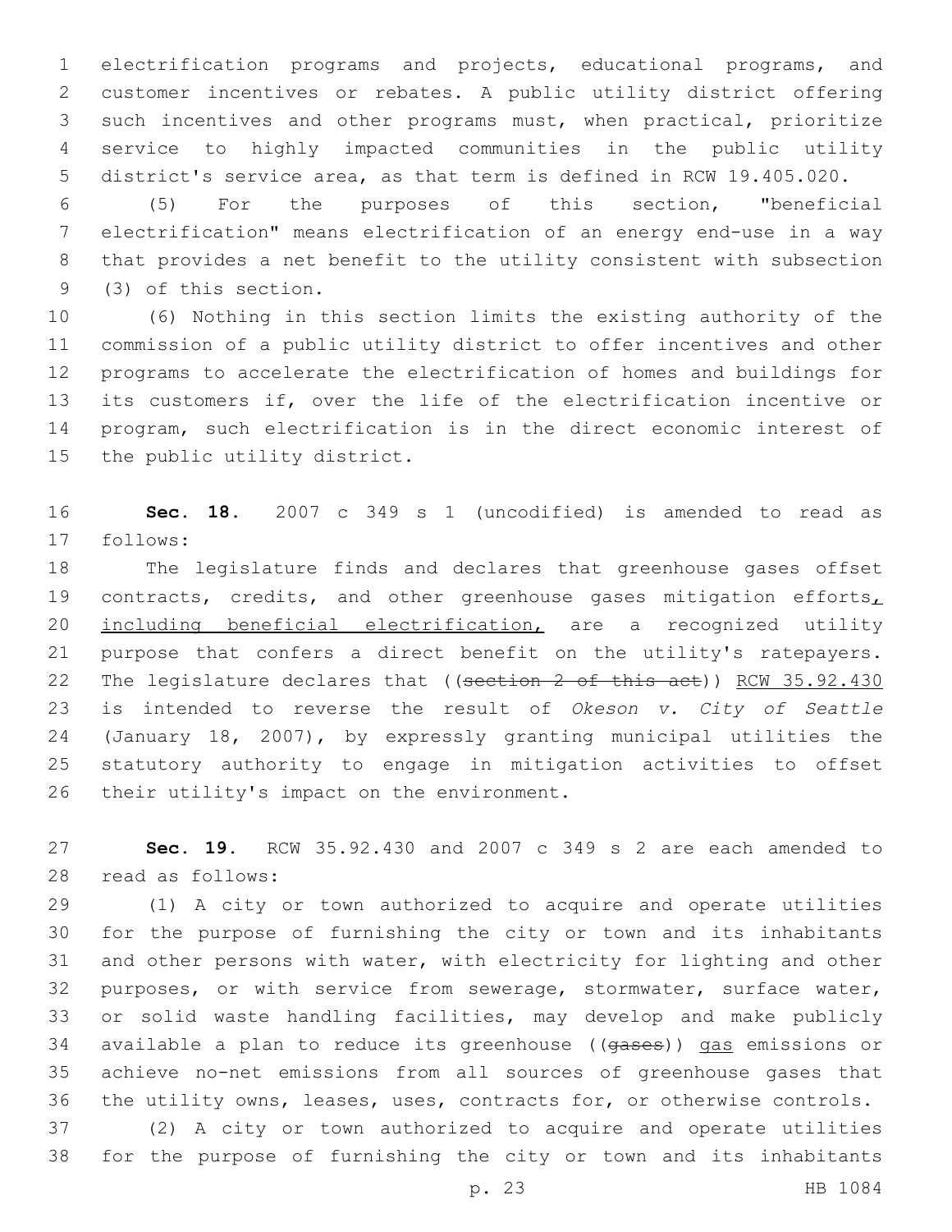electrification programs and projects, educational programs, and customer incentives or rebates. A public utility district offering such incentives and other programs must, when practical, prioritize service to highly impacted communities in the public utility district's service area, as that term is defined in RCW 19.405.020.

(5) For the purposes of this section, "beneficial electrification" means electrification of an energy end-use in a way that provides a net benefit to the utility consistent with subsection (3) of this section.

(6) Nothing in this section limits the existing authority of the commission of a public utility district to offer incentives and other programs to accelerate the electrification of homes and buildings for its customers if, over the life of the electrification incentive or program, such electrification is in the direct economic interest of the public utility district.

**Sec. 18.** 2007 c 349 s 1 (uncodified) is amended to read as follows:

The legislature finds and declares that greenhouse gases offset contracts, credits, and other greenhouse gases mitigation efforts, including beneficial electrification, are a recognized utility purpose that confers a direct benefit on the utility's ratepayers. The legislature declares that ((~~section 2 of this act~~)) RCW 35.92.430 is intended to reverse the result of *Okeson v. City of Seattle* (January 18, 2007), by expressly granting municipal utilities the statutory authority to engage in mitigation activities to offset their utility's impact on the environment.

**Sec. 19.** RCW 35.92.430 and 2007 c 349 s 2 are each amended to read as follows:

(1) A city or town authorized to acquire and operate utilities for the purpose of furnishing the city or town and its inhabitants and other persons with water, with electricity for lighting and other purposes, or with service from sewerage, stormwater, surface water, or solid waste handling facilities, may develop and make publicly available a plan to reduce its greenhouse ((~~gases~~)) gas emissions or achieve no-net emissions from all sources of greenhouse gases that the utility owns, leases, uses, contracts for, or otherwise controls.

(2) A city or town authorized to acquire and operate utilities for the purpose of furnishing the city or town and its inhabitants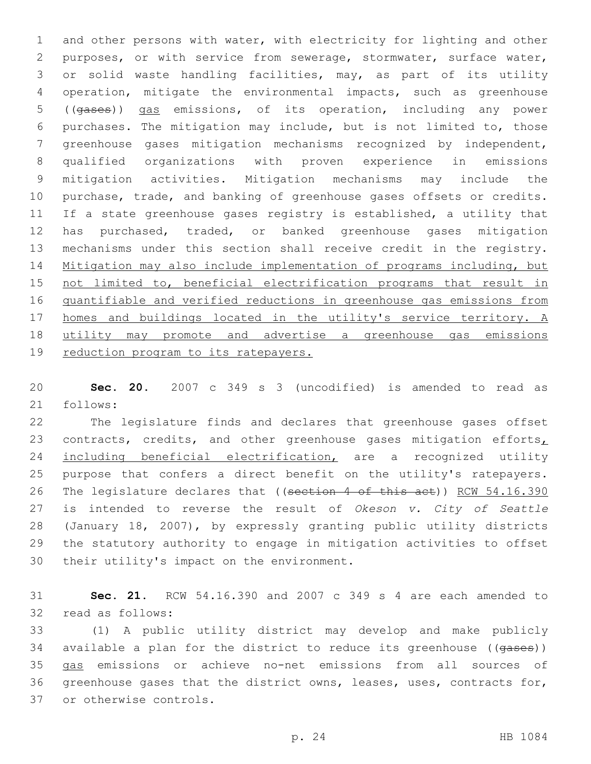and other persons with water, with electricity for lighting and other purposes, or with service from sewerage, stormwater, surface water, or solid waste handling facilities, may, as part of its utility operation, mitigate the environmental impacts, such as greenhouse ((~~gases~~)) <u>gas</u> emissions, of its operation, including any power purchases. The mitigation may include, but is not limited to, those greenhouse gases mitigation mechanisms recognized by independent, qualified organizations with proven experience in emissions mitigation activities. Mitigation mechanisms may include the purchase, trade, and banking of greenhouse gases offsets or credits. If a state greenhouse gases registry is established, a utility that has purchased, traded, or banked greenhouse gases mitigation mechanisms under this section shall receive credit in the registry. <u>Mitigation may also include implementation of programs including, but not limited to, beneficial electrification programs that result in quantifiable and verified reductions in greenhouse gas emissions from homes and buildings located in the utility's service territory. A utility may promote and advertise a greenhouse gas emissions reduction program to its ratepayers.</u>

**Sec. 20.** 2007 c 349 s 3 (uncodified) is amended to read as follows:

The legislature finds and declares that greenhouse gases offset contracts, credits, and other greenhouse gases mitigation efforts<u>, including beneficial electrification,</u> are a recognized utility purpose that confers a direct benefit on the utility's ratepayers. The legislature declares that ((~~section 4 of this act~~)) <u>RCW 54.16.390</u> is intended to reverse the result of *Okeson v. City of Seattle* (January 18, 2007), by expressly granting public utility districts the statutory authority to engage in mitigation activities to offset their utility's impact on the environment.

**Sec. 21.** RCW 54.16.390 and 2007 c 349 s 4 are each amended to read as follows:

(1) A public utility district may develop and make publicly available a plan for the district to reduce its greenhouse ((~~gases~~)) <u>gas</u> emissions or achieve no-net emissions from all sources of greenhouse gases that the district owns, leases, uses, contracts for, or otherwise controls.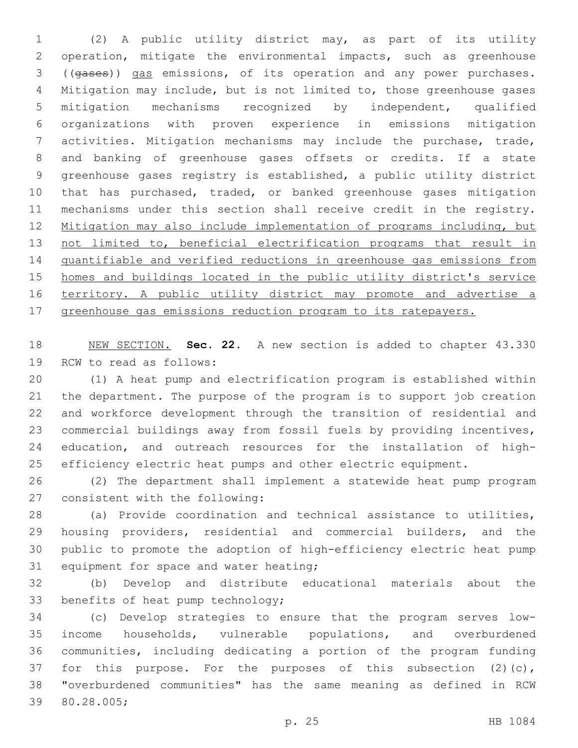(2) A public utility district may, as part of its utility operation, mitigate the environmental impacts, such as greenhouse ((~~gases~~)) <u>gas</u> emissions, of its operation and any power purchases. Mitigation may include, but is not limited to, those greenhouse gases mitigation mechanisms recognized by independent, qualified organizations with proven experience in emissions mitigation activities. Mitigation mechanisms may include the purchase, trade, and banking of greenhouse gases offsets or credits. If a state greenhouse gases registry is established, a public utility district that has purchased, traded, or banked greenhouse gases mitigation mechanisms under this section shall receive credit in the registry. <u>Mitigation may also include implementation of programs including, but not limited to, beneficial electrification programs that result in quantifiable and verified reductions in greenhouse gas emissions from homes and buildings located in the public utility district's service territory. A public utility district may promote and advertise a greenhouse gas emissions reduction program to its ratepayers.</u>

<u>NEW SECTION.</u> **Sec. 22.** A new section is added to chapter 43.330 RCW to read as follows:

(1) A heat pump and electrification program is established within the department. The purpose of the program is to support job creation and workforce development through the transition of residential and commercial buildings away from fossil fuels by providing incentives, education, and outreach resources for the installation of high-efficiency electric heat pumps and other electric equipment.

(2) The department shall implement a statewide heat pump program consistent with the following:

(a) Provide coordination and technical assistance to utilities, housing providers, residential and commercial builders, and the public to promote the adoption of high-efficiency electric heat pump equipment for space and water heating;

(b) Develop and distribute educational materials about the benefits of heat pump technology;

(c) Develop strategies to ensure that the program serves low-income households, vulnerable populations, and overburdened communities, including dedicating a portion of the program funding for this purpose. For the purposes of this subsection (2)(c), "overburdened communities" has the same meaning as defined in RCW 80.28.005;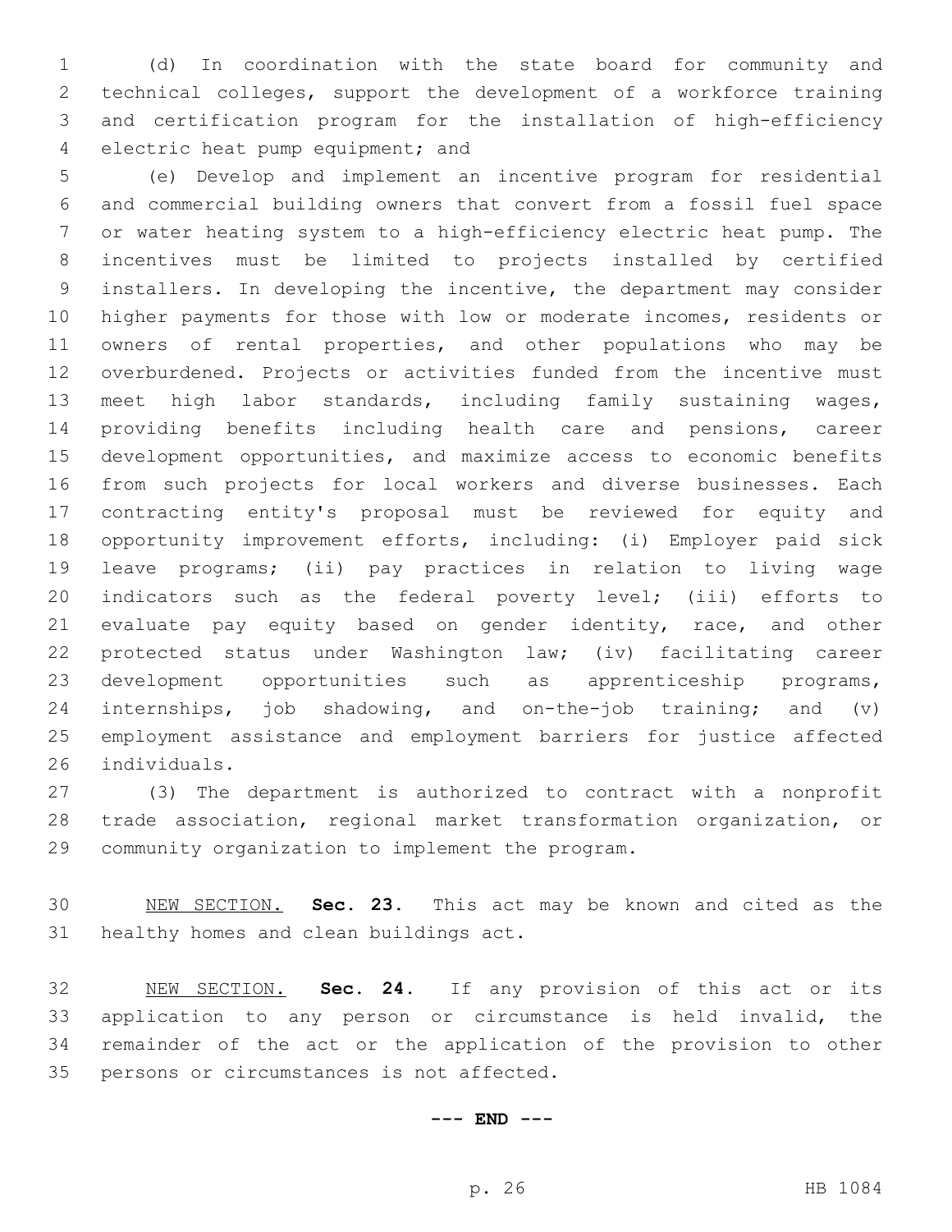(d) In coordination with the state board for community and technical colleges, support the development of a workforce training and certification program for the installation of high-efficiency electric heat pump equipment; and

(e) Develop and implement an incentive program for residential and commercial building owners that convert from a fossil fuel space or water heating system to a high-efficiency electric heat pump. The incentives must be limited to projects installed by certified installers. In developing the incentive, the department may consider higher payments for those with low or moderate incomes, residents or owners of rental properties, and other populations who may be overburdened. Projects or activities funded from the incentive must meet high labor standards, including family sustaining wages, providing benefits including health care and pensions, career development opportunities, and maximize access to economic benefits from such projects for local workers and diverse businesses. Each contracting entity's proposal must be reviewed for equity and opportunity improvement efforts, including: (i) Employer paid sick leave programs; (ii) pay practices in relation to living wage indicators such as the federal poverty level; (iii) efforts to evaluate pay equity based on gender identity, race, and other protected status under Washington law; (iv) facilitating career development opportunities such as apprenticeship programs, internships, job shadowing, and on-the-job training; and (v) employment assistance and employment barriers for justice affected individuals.

(3) The department is authorized to contract with a nonprofit trade association, regional market transformation organization, or community organization to implement the program.

NEW SECTION. **Sec. 23.** This act may be known and cited as the healthy homes and clean buildings act.

NEW SECTION. **Sec. 24.** If any provision of this act or its application to any person or circumstance is held invalid, the remainder of the act or the application of the provision to other persons or circumstances is not affected.

**--- END ---**